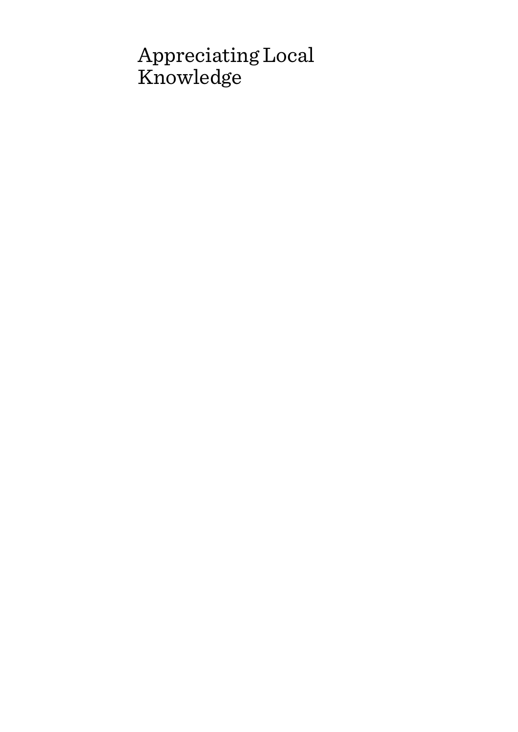# Appreciating Local Knowledge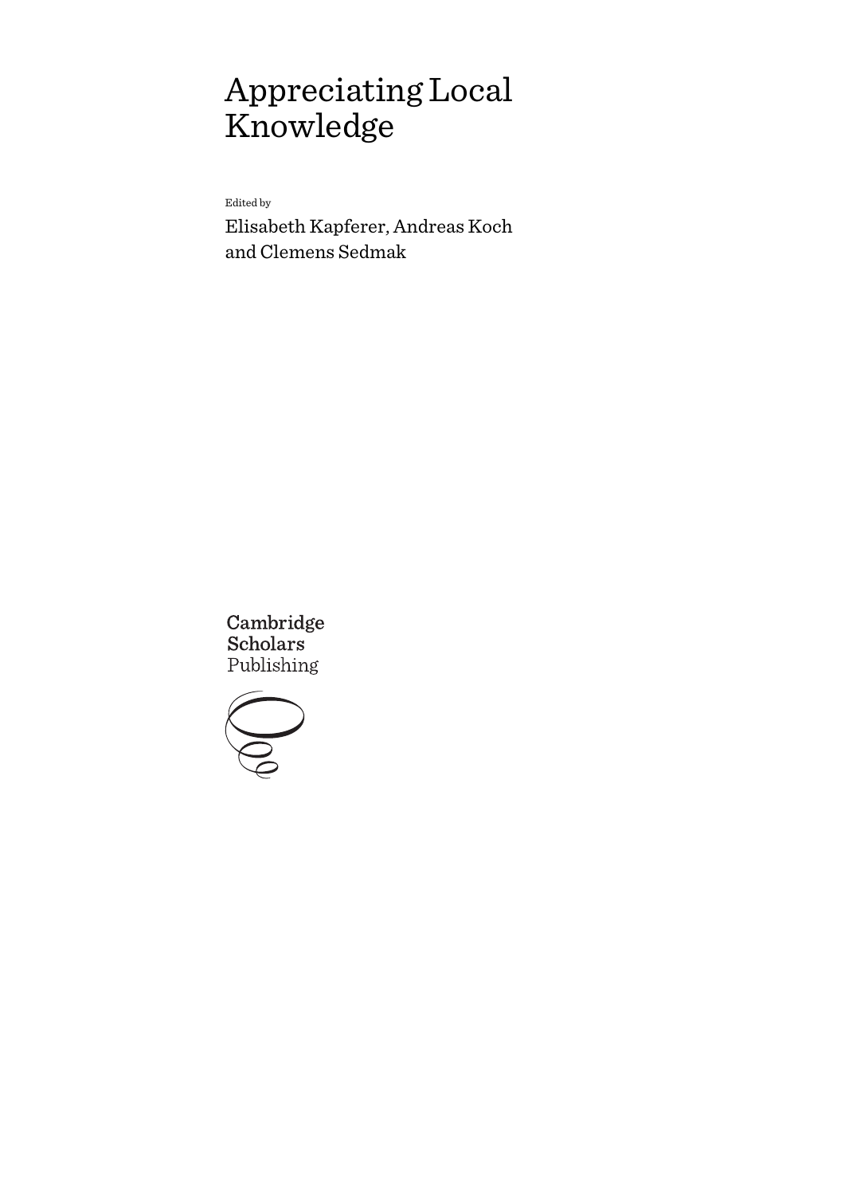# Appreciating Local Knowledge

Edited by

Elisabeth Kapferer, Andreas Koch and Clemens Sedmak

Cambridge Scholars Publishing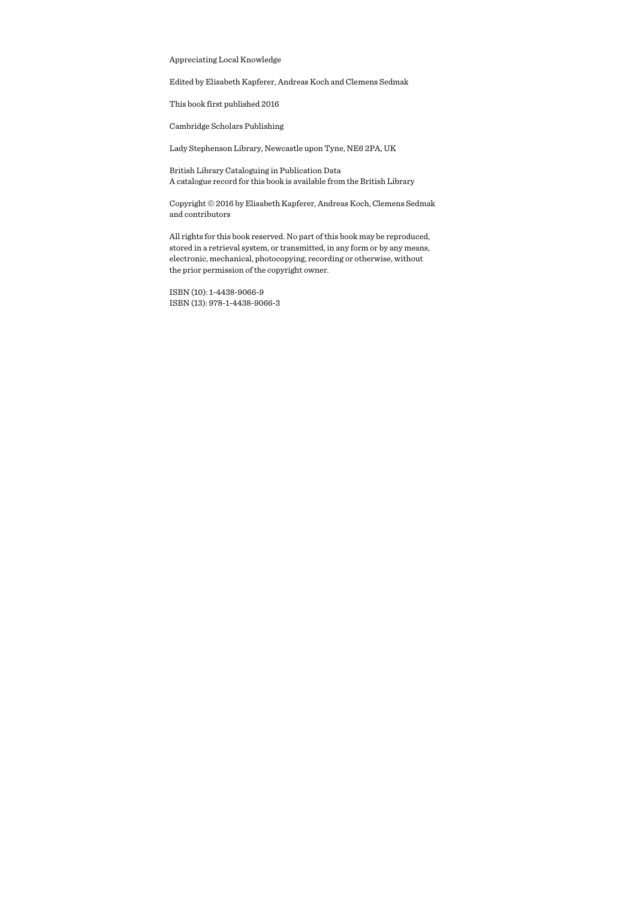Appreciating Local Knowledge

Edited by Elisabeth Kapferer, Andreas Koch and Clemens Sedmak

This book first published 2016

Cambridge Scholars Publishing

Lady Stephenson Library, Newcastle upon Tyne, NE6 2PA, UK

British Library Cataloguing in Publication Data
A catalogue record for this book is available from the British Library

Copyright © 2016 by Elisabeth Kapferer, Andreas Koch, Clemens Sedmak and contributors

All rights for this book reserved. No part of this book may be reproduced, stored in a retrieval system, or transmitted, in any form or by any means, electronic, mechanical, photocopying, recording or otherwise, without the prior permission of the copyright owner.

ISBN (10): 1-4438-9066-9
ISBN (13): 978-1-4438-9066-3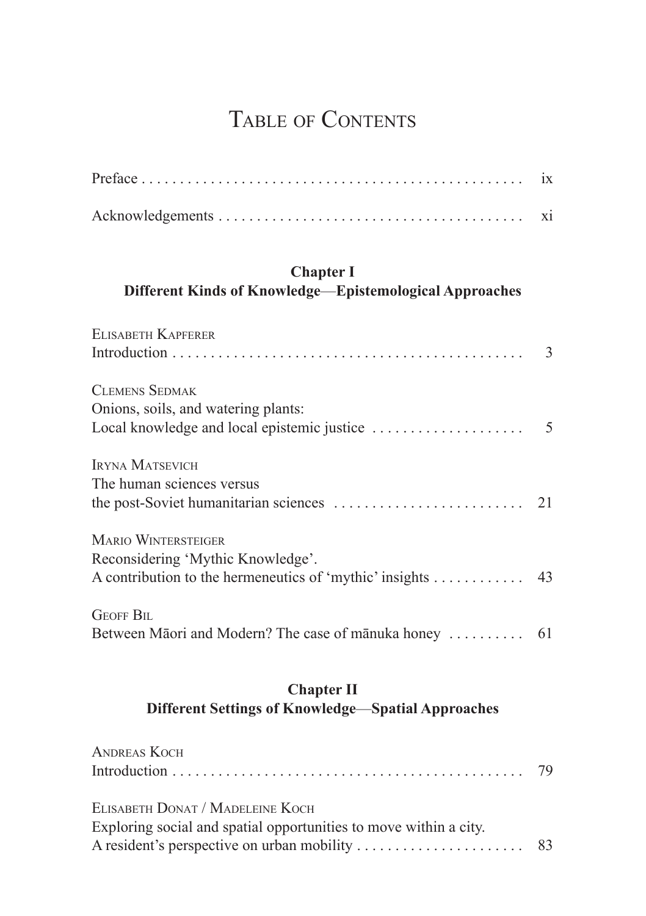# Table of Contents

Preface . . . . . . . . . . . . . . . . . . . . . . . . . . . . . . . . . . . . . . . . . . . . . . . . . ix

Acknowledgements . . . . . . . . . . . . . . . . . . . . . . . . . . . . . . . . . . . . . . . . xi

## Chapter I
## Different Kinds of Knowledge—Epistemological Approaches

Elisabeth Kapferer
Introduction . . . . . . . . . . . . . . . . . . . . . . . . . . . . . . . . . . . . . . . . . . . . . . 3

Clemens Sedmak
Onions, soils, and watering plants:
Local knowledge and local epistemic justice . . . . . . . . . . . . . . . . . . . . 5

Iryna Matsevich
The human sciences versus
the post-Soviet humanitarian sciences . . . . . . . . . . . . . . . . . . . . . . . . . 21

Mario Wintersteiger
Reconsidering 'Mythic Knowledge'.
A contribution to the hermeneutics of 'mythic' insights . . . . . . . . . . . . 43

Geoff Bil
Between Māori and Modern? The case of mānuka honey . . . . . . . . . . 61

## Chapter II
## Different Settings of Knowledge—Spatial Approaches

Andreas Koch
Introduction . . . . . . . . . . . . . . . . . . . . . . . . . . . . . . . . . . . . . . . . . . . . . . 79

Elisabeth Donat / Madeleine Koch
Exploring social and spatial opportunities to move within a city.
A resident's perspective on urban mobility . . . . . . . . . . . . . . . . . . . . . . 83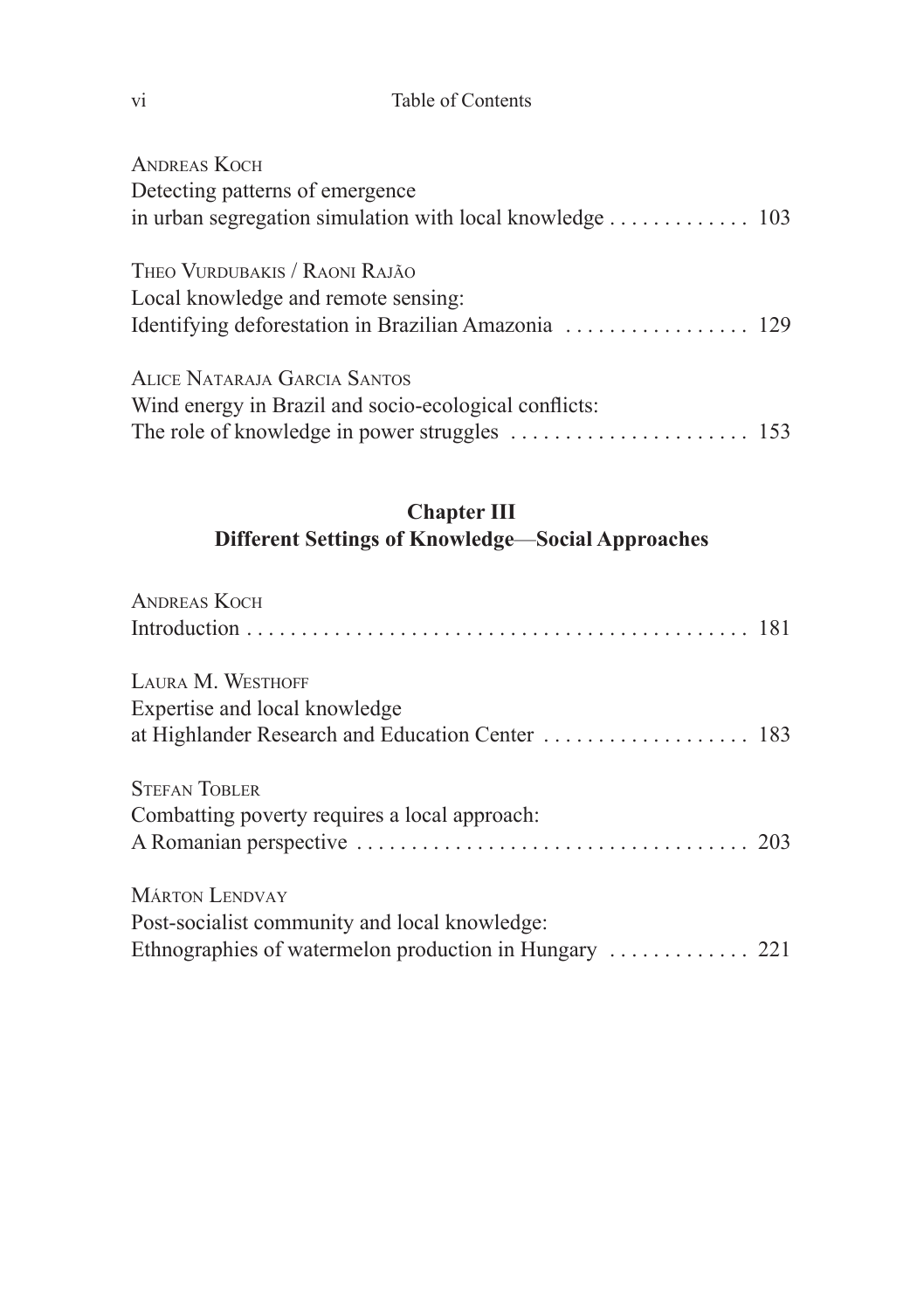Andreas Koch
Detecting patterns of emergence
in urban segregation simulation with local knowledge . . . . . . . . . . . . . 103

Theo Vurdubakis / Raoni Rajão
Local knowledge and remote sensing:
Identifying deforestation in Brazilian Amazonia . . . . . . . . . . . . . . . . . 129

Alice Nataraja Garcia Santos
Wind energy in Brazil and socio-ecological conflicts:
The role of knowledge in power struggles . . . . . . . . . . . . . . . . . . . . . . 153

## Chapter III
## Different Settings of Knowledge—Social Approaches

Andreas Koch
Introduction . . . . . . . . . . . . . . . . . . . . . . . . . . . . . . . . . . . . . . . . . . . . . . 181

Laura M. Westhoff
Expertise and local knowledge
at Highlander Research and Education Center . . . . . . . . . . . . . . . . . . . 183

Stefan Tobler
Combatting poverty requires a local approach:
A Romanian perspective . . . . . . . . . . . . . . . . . . . . . . . . . . . . . . . . . . . . 203

Márton Lendvay
Post-socialist community and local knowledge:
Ethnographies of watermelon production in Hungary . . . . . . . . . . . . . 221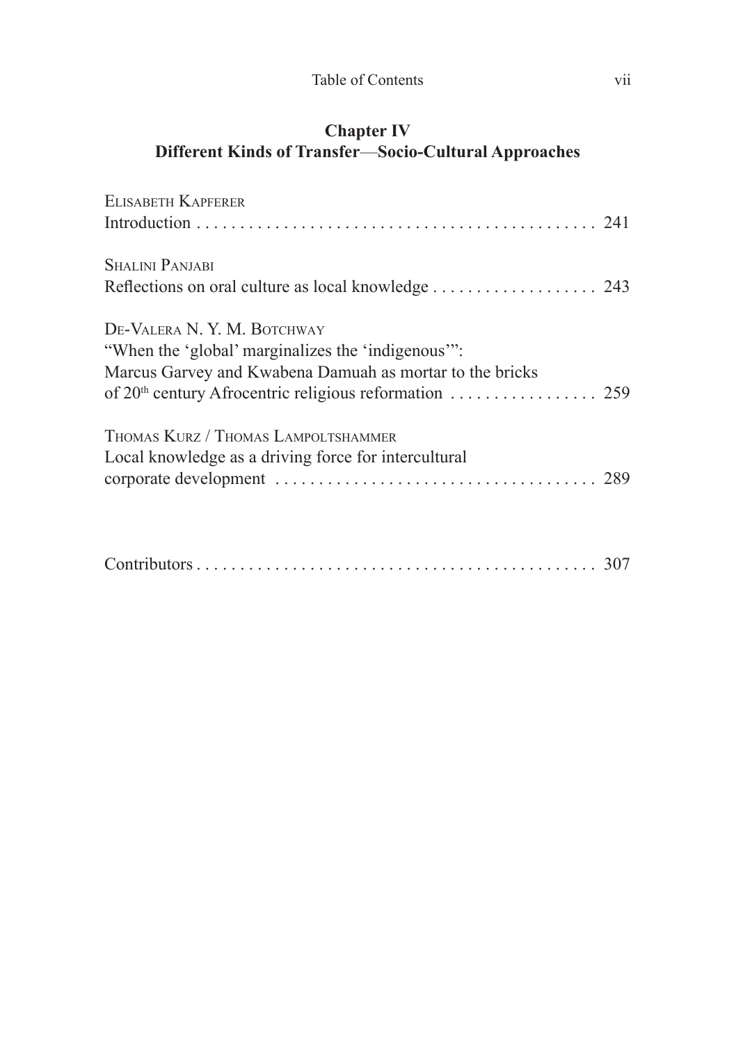## Chapter IV
## Different Kinds of Transfer—Socio-Cultural Approaches

Elisabeth Kapferer
Introduction . . . . . . . . . . . . . . . . . . . . . . . . . . . . . . . . . . . . . . . . . . . . . . 241

Shalini Panjabi
Reflections on oral culture as local knowledge . . . . . . . . . . . . . . . . . . . 243

De-Valera N. Y. M. Botchway
“When the ‘global’ marginalizes the ‘indigenous’”:
Marcus Garvey and Kwabena Damuah as mortar to the bricks
of 20th century Afrocentric religious reformation . . . . . . . . . . . . . . . . . 259

Thomas Kurz / Thomas Lampoltshammer
Local knowledge as a driving force for intercultural
corporate development . . . . . . . . . . . . . . . . . . . . . . . . . . . . . . . . . . . . 289

Contributors . . . . . . . . . . . . . . . . . . . . . . . . . . . . . . . . . . . . . . . . . . . . . 307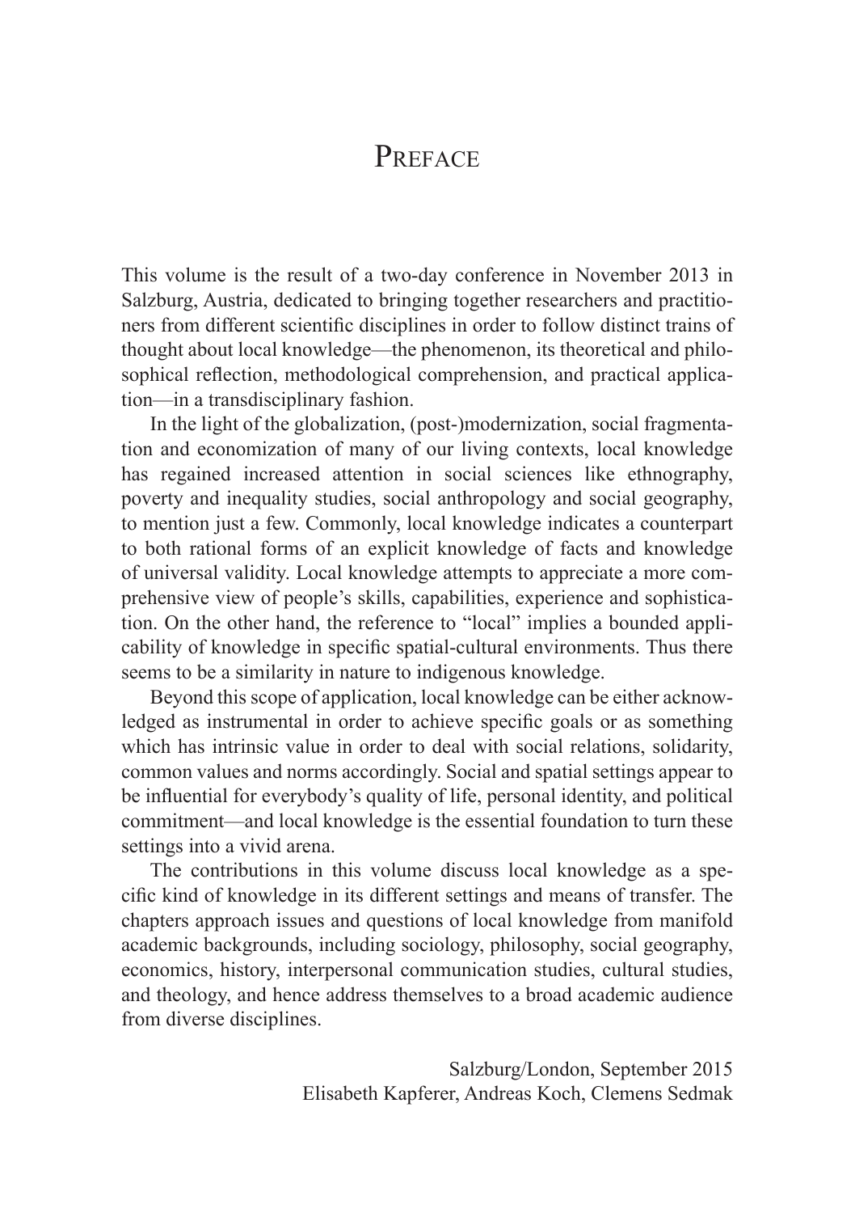# Preface

This volume is the result of a two-day conference in November 2013 in Salzburg, Austria, dedicated to bringing together researchers and practitioners from different scientific disciplines in order to follow distinct trains of thought about local knowledge—the phenomenon, its theoretical and philosophical reflection, methodological comprehension, and practical application—in a transdisciplinary fashion.

In the light of the globalization, (post-)modernization, social fragmentation and economization of many of our living contexts, local knowledge has regained increased attention in social sciences like ethnography, poverty and inequality studies, social anthropology and social geography, to mention just a few. Commonly, local knowledge indicates a counterpart to both rational forms of an explicit knowledge of facts and knowledge of universal validity. Local knowledge attempts to appreciate a more comprehensive view of people's skills, capabilities, experience and sophistication. On the other hand, the reference to "local" implies a bounded applicability of knowledge in specific spatial-cultural environments. Thus there seems to be a similarity in nature to indigenous knowledge.

Beyond this scope of application, local knowledge can be either acknowledged as instrumental in order to achieve specific goals or as something which has intrinsic value in order to deal with social relations, solidarity, common values and norms accordingly. Social and spatial settings appear to be influential for everybody's quality of life, personal identity, and political commitment—and local knowledge is the essential foundation to turn these settings into a vivid arena.

The contributions in this volume discuss local knowledge as a specific kind of knowledge in its different settings and means of transfer. The chapters approach issues and questions of local knowledge from manifold academic backgrounds, including sociology, philosophy, social geography, economics, history, interpersonal communication studies, cultural studies, and theology, and hence address themselves to a broad academic audience from diverse disciplines.

Salzburg/London, September 2015
Elisabeth Kapferer, Andreas Koch, Clemens Sedmak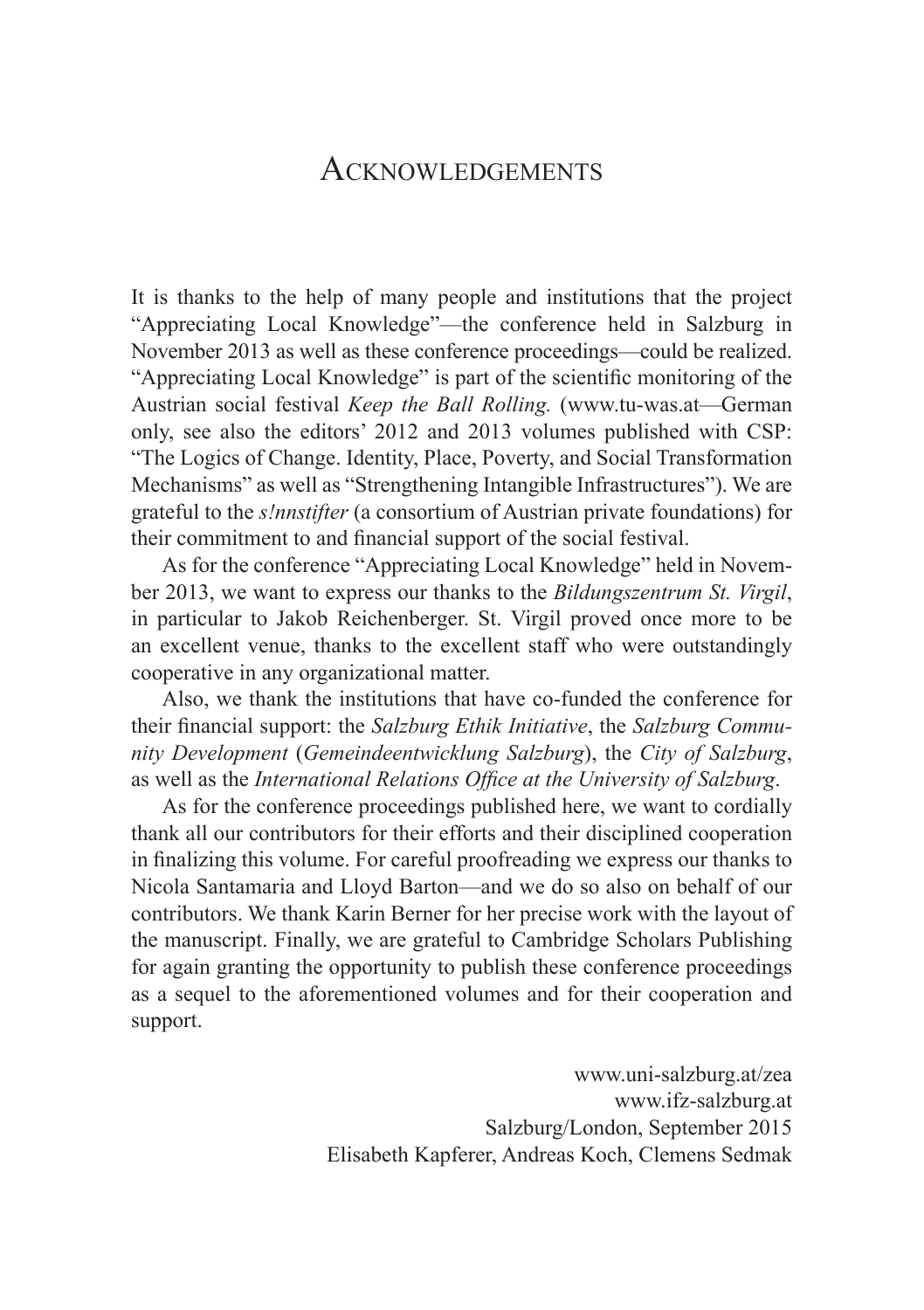# Acknowledgements

It is thanks to the help of many people and institutions that the project "Appreciating Local Knowledge"—the conference held in Salzburg in November 2013 as well as these conference proceedings—could be realized. "Appreciating Local Knowledge" is part of the scientific monitoring of the Austrian social festival *Keep the Ball Rolling.* (www.tu-was.at—German only, see also the editors' 2012 and 2013 volumes published with CSP: "The Logics of Change. Identity, Place, Poverty, and Social Transformation Mechanisms" as well as "Strengthening Intangible Infrastructures"). We are grateful to the *s!nnstifter* (a consortium of Austrian private foundations) for their commitment to and financial support of the social festival.

As for the conference "Appreciating Local Knowledge" held in November 2013, we want to express our thanks to the *Bildungszentrum St. Virgil*, in particular to Jakob Reichenberger. St. Virgil proved once more to be an excellent venue, thanks to the excellent staff who were outstandingly cooperative in any organizational matter.

Also, we thank the institutions that have co-funded the conference for their financial support: the *Salzburg Ethik Initiative*, the *Salzburg Community Development* (*Gemeindeentwicklung Salzburg*), the *City of Salzburg*, as well as the *International Relations Office at the University of Salzburg*.

As for the conference proceedings published here, we want to cordially thank all our contributors for their efforts and their disciplined cooperation in finalizing this volume. For careful proofreading we express our thanks to Nicola Santamaria and Lloyd Barton—and we do so also on behalf of our contributors. We thank Karin Berner for her precise work with the layout of the manuscript. Finally, we are grateful to Cambridge Scholars Publishing for again granting the opportunity to publish these conference proceedings as a sequel to the aforementioned volumes and for their cooperation and support.

www.uni-salzburg.at/zea  
www.ifz-salzburg.at  
Salzburg/London, September 2015  
Elisabeth Kapferer, Andreas Koch, Clemens Sedmak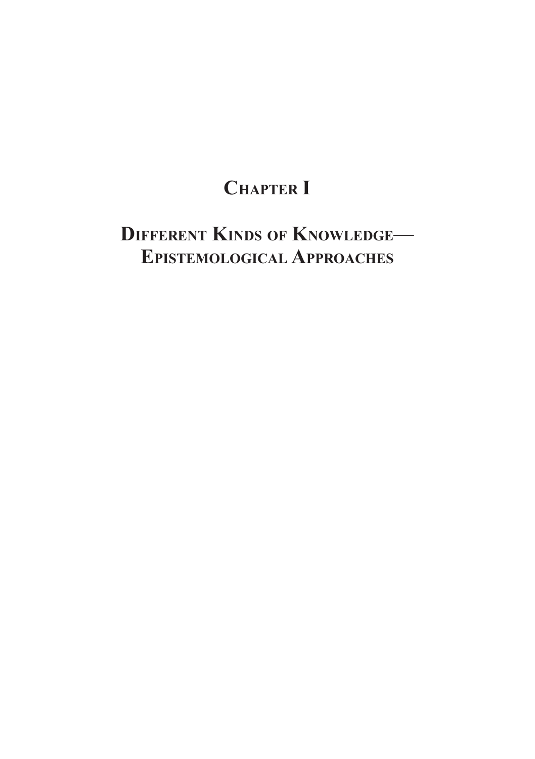# Chapter I

# Different Kinds of Knowledge— Epistemological Approaches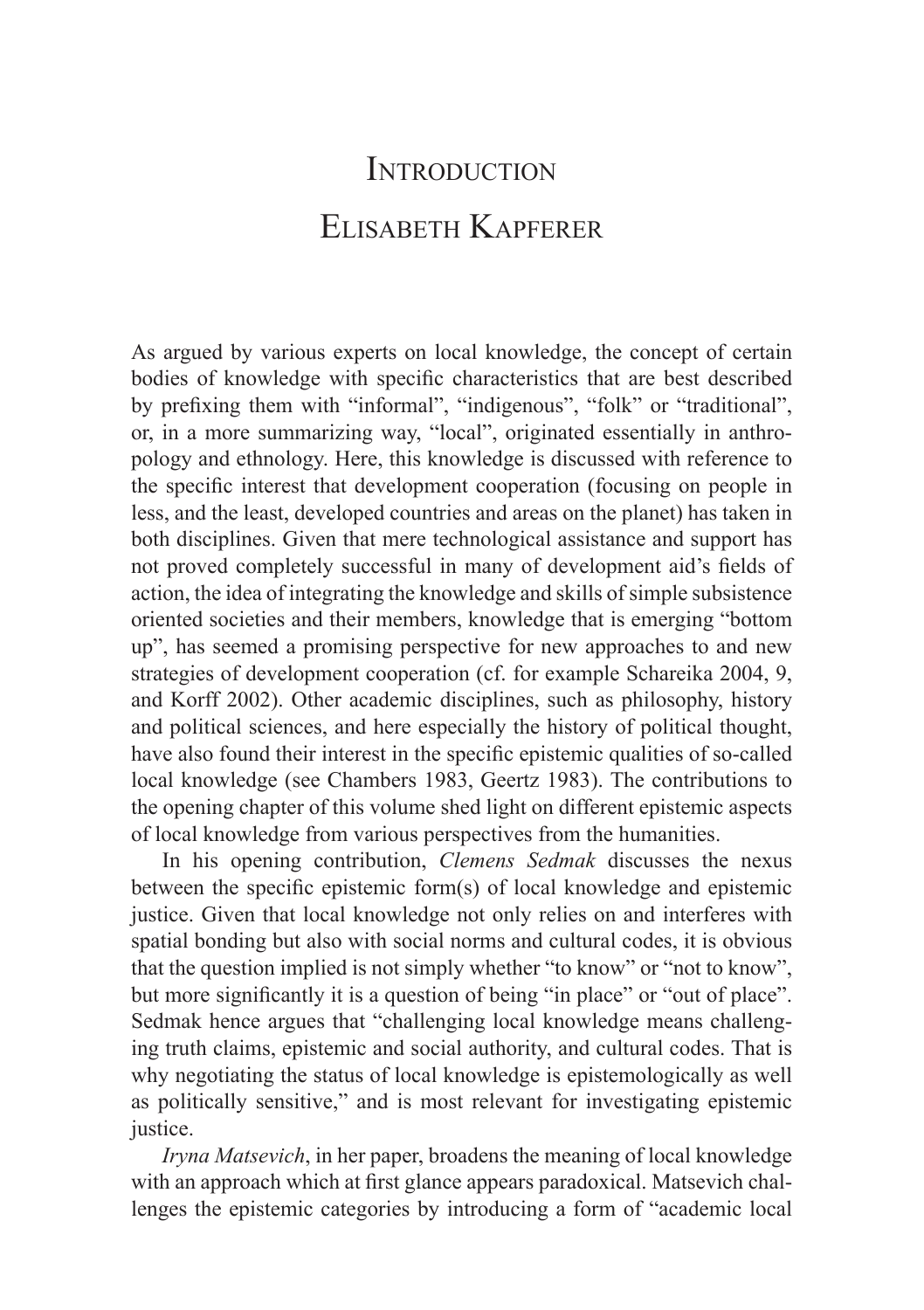# Introduction

## Elisabeth Kapferer

As argued by various experts on local knowledge, the concept of certain bodies of knowledge with specific characteristics that are best described by prefixing them with "informal", "indigenous", "folk" or "traditional", or, in a more summarizing way, "local", originated essentially in anthropology and ethnology. Here, this knowledge is discussed with reference to the specific interest that development cooperation (focusing on people in less, and the least, developed countries and areas on the planet) has taken in both disciplines. Given that mere technological assistance and support has not proved completely successful in many of development aid's fields of action, the idea of integrating the knowledge and skills of simple subsistence oriented societies and their members, knowledge that is emerging "bottom up", has seemed a promising perspective for new approaches to and new strategies of development cooperation (cf. for example Schareika 2004, 9, and Korff 2002). Other academic disciplines, such as philosophy, history and political sciences, and here especially the history of political thought, have also found their interest in the specific epistemic qualities of so-called local knowledge (see Chambers 1983, Geertz 1983). The contributions to the opening chapter of this volume shed light on different epistemic aspects of local knowledge from various perspectives from the humanities.

In his opening contribution, *Clemens Sedmak* discusses the nexus between the specific epistemic form(s) of local knowledge and epistemic justice. Given that local knowledge not only relies on and interferes with spatial bonding but also with social norms and cultural codes, it is obvious that the question implied is not simply whether "to know" or "not to know", but more significantly it is a question of being "in place" or "out of place". Sedmak hence argues that "challenging local knowledge means challenging truth claims, epistemic and social authority, and cultural codes. That is why negotiating the status of local knowledge is epistemologically as well as politically sensitive," and is most relevant for investigating epistemic justice.

*Iryna Matsevich*, in her paper, broadens the meaning of local knowledge with an approach which at first glance appears paradoxical. Matsevich challenges the epistemic categories by introducing a form of "academic local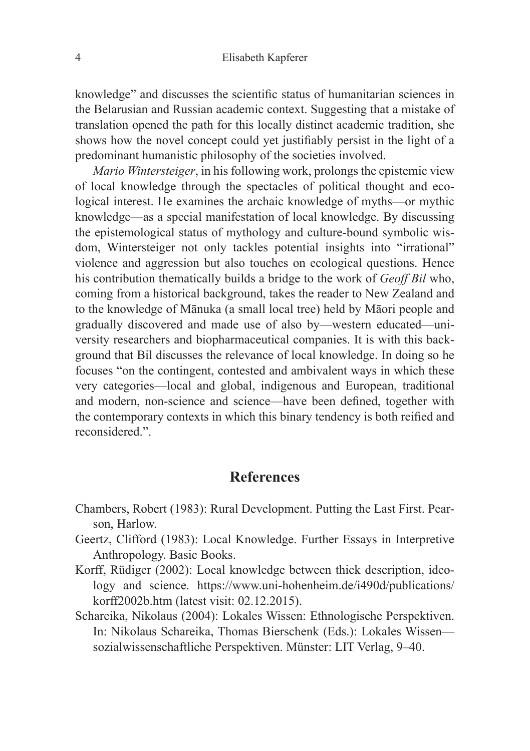knowledge" and discusses the scientific status of humanitarian sciences in the Belarusian and Russian academic context. Suggesting that a mistake of translation opened the path for this locally distinct academic tradition, she shows how the novel concept could yet justifiably persist in the light of a predominant humanistic philosophy of the societies involved.

*Mario Wintersteiger*, in his following work, prolongs the epistemic view of local knowledge through the spectacles of political thought and ecological interest. He examines the archaic knowledge of myths—or mythic knowledge—as a special manifestation of local knowledge. By discussing the epistemological status of mythology and culture-bound symbolic wisdom, Wintersteiger not only tackles potential insights into "irrational" violence and aggression but also touches on ecological questions. Hence his contribution thematically builds a bridge to the work of *Geoff Bil* who, coming from a historical background, takes the reader to New Zealand and to the knowledge of Mānuka (a small local tree) held by Māori people and gradually discovered and made use of also by—western educated—university researchers and biopharmaceutical companies. It is with this background that Bil discusses the relevance of local knowledge. In doing so he focuses "on the contingent, contested and ambivalent ways in which these very categories—local and global, indigenous and European, traditional and modern, non-science and science—have been defined, together with the contemporary contexts in which this binary tendency is both reified and reconsidered.".

## References

Chambers, Robert (1983): Rural Development. Putting the Last First. Pearson, Harlow.

Geertz, Clifford (1983): Local Knowledge. Further Essays in Interpretive Anthropology. Basic Books.

Korff, Rüdiger (2002): Local knowledge between thick description, ideology and science. https://www.uni-hohenheim.de/i490d/publications/korff2002b.htm (latest visit: 02.12.2015).

Schareika, Nikolaus (2004): Lokales Wissen: Ethnologische Perspektiven. In: Nikolaus Schareika, Thomas Bierschenk (Eds.): Lokales Wissen—sozialwissenschaftliche Perspektiven. Münster: LIT Verlag, 9–40.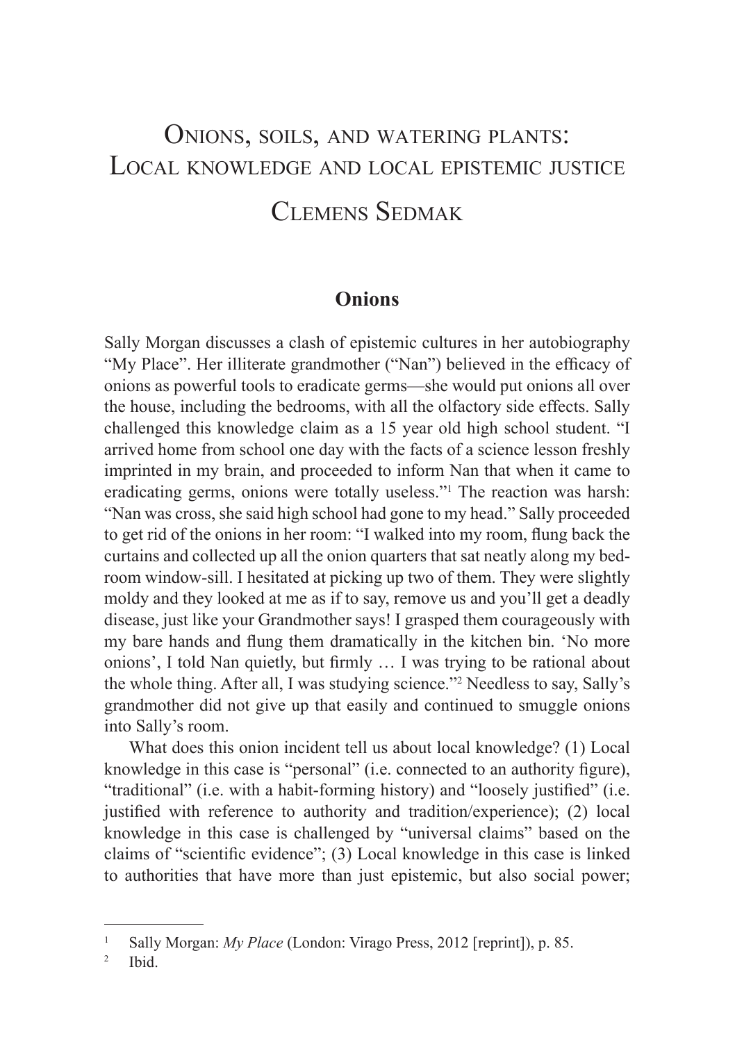# Onions, soils, and watering plants: Local knowledge and local epistemic justice

## Clemens Sedmak

### Onions

Sally Morgan discusses a clash of epistemic cultures in her autobiography "My Place". Her illiterate grandmother ("Nan") believed in the efficacy of onions as powerful tools to eradicate germs—she would put onions all over the house, including the bedrooms, with all the olfactory side effects. Sally challenged this knowledge claim as a 15 year old high school student. "I arrived home from school one day with the facts of a science lesson freshly imprinted in my brain, and proceeded to inform Nan that when it came to eradicating germs, onions were totally useless."[1] The reaction was harsh: "Nan was cross, she said high school had gone to my head." Sally proceeded to get rid of the onions in her room: "I walked into my room, flung back the curtains and collected up all the onion quarters that sat neatly along my bedroom window-sill. I hesitated at picking up two of them. They were slightly moldy and they looked at me as if to say, remove us and you'll get a deadly disease, just like your Grandmother says! I grasped them courageously with my bare hands and flung them dramatically in the kitchen bin. 'No more onions', I told Nan quietly, but firmly … I was trying to be rational about the whole thing. After all, I was studying science."[2] Needless to say, Sally's grandmother did not give up that easily and continued to smuggle onions into Sally's room.

What does this onion incident tell us about local knowledge? (1) Local knowledge in this case is "personal" (i.e. connected to an authority figure), "traditional" (i.e. with a habit-forming history) and "loosely justified" (i.e. justified with reference to authority and tradition/experience); (2) local knowledge in this case is challenged by "universal claims" based on the claims of "scientific evidence"; (3) Local knowledge in this case is linked to authorities that have more than just epistemic, but also social power;

---

[1] Sally Morgan: *My Place* (London: Virago Press, 2012 [reprint]), p. 85.

[2] Ibid.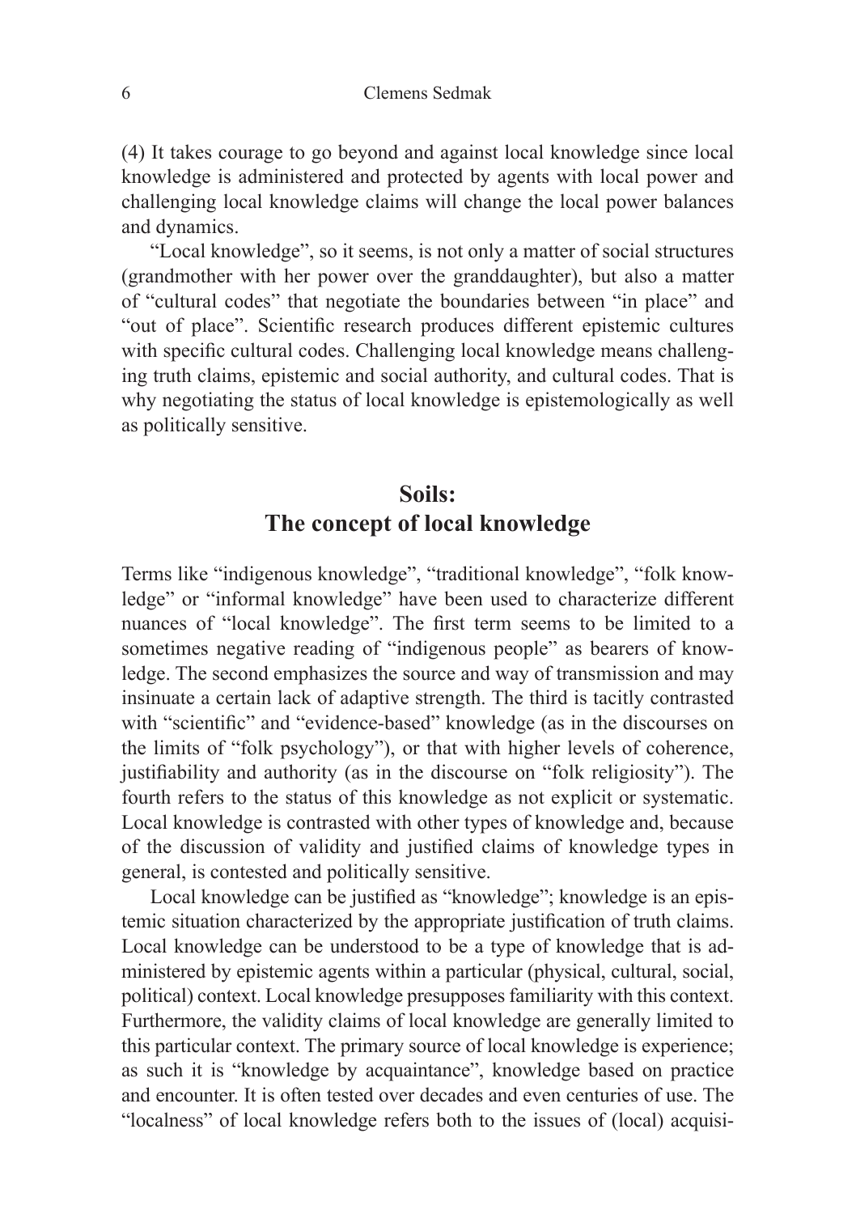(4) It takes courage to go beyond and against local knowledge since local knowledge is administered and protected by agents with local power and challenging local knowledge claims will change the local power balances and dynamics.

"Local knowledge", so it seems, is not only a matter of social structures (grandmother with her power over the granddaughter), but also a matter of "cultural codes" that negotiate the boundaries between "in place" and "out of place". Scientific research produces different epistemic cultures with specific cultural codes. Challenging local knowledge means challenging truth claims, epistemic and social authority, and cultural codes. That is why negotiating the status of local knowledge is epistemologically as well as politically sensitive.

## Soils: The concept of local knowledge

Terms like "indigenous knowledge", "traditional knowledge", "folk knowledge" or "informal knowledge" have been used to characterize different nuances of "local knowledge". The first term seems to be limited to a sometimes negative reading of "indigenous people" as bearers of knowledge. The second emphasizes the source and way of transmission and may insinuate a certain lack of adaptive strength. The third is tacitly contrasted with "scientific" and "evidence-based" knowledge (as in the discourses on the limits of "folk psychology"), or that with higher levels of coherence, justifiability and authority (as in the discourse on "folk religiosity"). The fourth refers to the status of this knowledge as not explicit or systematic. Local knowledge is contrasted with other types of knowledge and, because of the discussion of validity and justified claims of knowledge types in general, is contested and politically sensitive.

Local knowledge can be justified as "knowledge"; knowledge is an epistemic situation characterized by the appropriate justification of truth claims. Local knowledge can be understood to be a type of knowledge that is administered by epistemic agents within a particular (physical, cultural, social, political) context. Local knowledge presupposes familiarity with this context. Furthermore, the validity claims of local knowledge are generally limited to this particular context. The primary source of local knowledge is experience; as such it is "knowledge by acquaintance", knowledge based on practice and encounter. It is often tested over decades and even centuries of use. The "localness" of local knowledge refers both to the issues of (local) acquisi-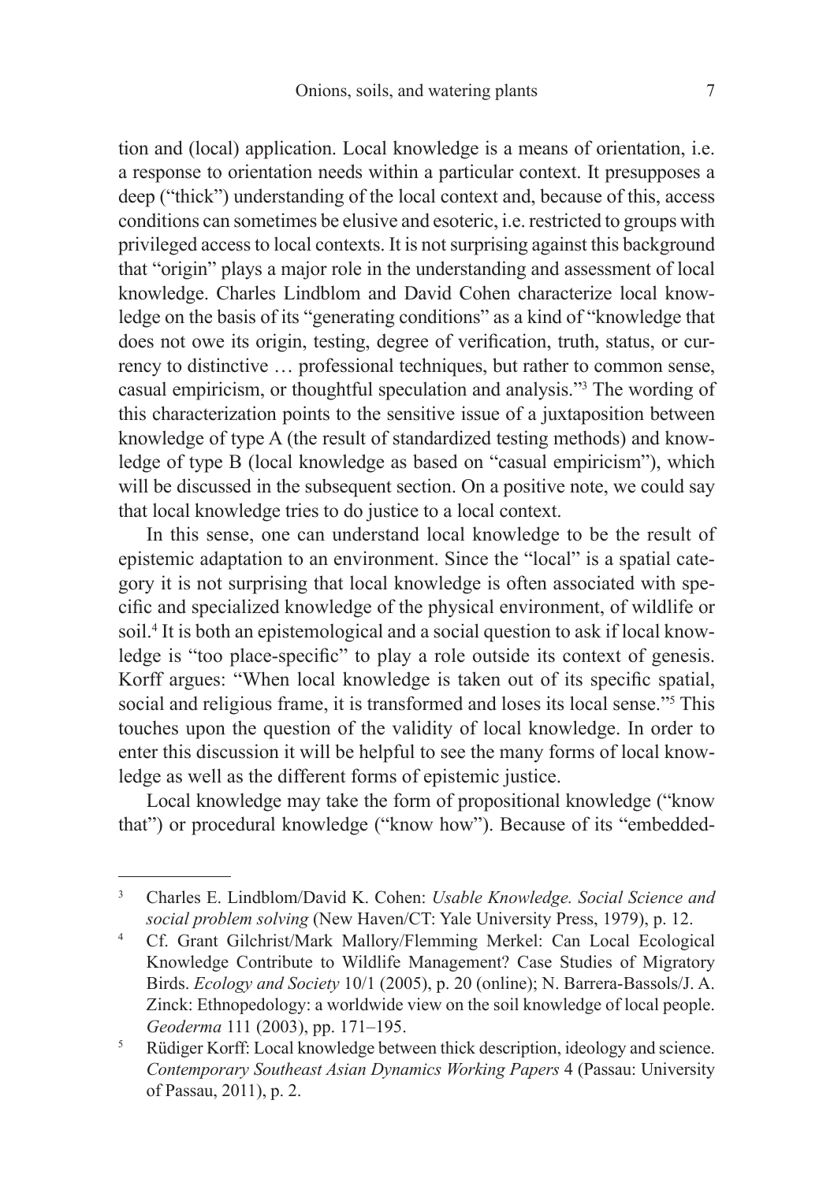tion and (local) application. Local knowledge is a means of orientation, i.e. a response to orientation needs within a particular context. It presupposes a deep ("thick") understanding of the local context and, because of this, access conditions can sometimes be elusive and esoteric, i.e. restricted to groups with privileged access to local contexts. It is not surprising against this background that "origin" plays a major role in the understanding and assessment of local knowledge. Charles Lindblom and David Cohen characterize local knowledge on the basis of its "generating conditions" as a kind of "knowledge that does not owe its origin, testing, degree of verification, truth, status, or currency to distinctive … professional techniques, but rather to common sense, casual empiricism, or thoughtful speculation and analysis."[3] The wording of this characterization points to the sensitive issue of a juxtaposition between knowledge of type A (the result of standardized testing methods) and knowledge of type B (local knowledge as based on "casual empiricism"), which will be discussed in the subsequent section. On a positive note, we could say that local knowledge tries to do justice to a local context.

In this sense, one can understand local knowledge to be the result of epistemic adaptation to an environment. Since the "local" is a spatial category it is not surprising that local knowledge is often associated with specific and specialized knowledge of the physical environment, of wildlife or soil.[4] It is both an epistemological and a social question to ask if local knowledge is "too place-specific" to play a role outside its context of genesis. Korff argues: "When local knowledge is taken out of its specific spatial, social and religious frame, it is transformed and loses its local sense."[5] This touches upon the question of the validity of local knowledge. In order to enter this discussion it will be helpful to see the many forms of local knowledge as well as the different forms of epistemic justice.

Local knowledge may take the form of propositional knowledge ("know that") or procedural knowledge ("know how"). Because of its "embedded-

---

[3] Charles E. Lindblom/David K. Cohen: *Usable Knowledge. Social Science and social problem solving* (New Haven/CT: Yale University Press, 1979), p. 12.

[4] Cf. Grant Gilchrist/Mark Mallory/Flemming Merkel: Can Local Ecological Knowledge Contribute to Wildlife Management? Case Studies of Migratory Birds. *Ecology and Society* 10/1 (2005), p. 20 (online); N. Barrera-Bassols/J. A. Zinck: Ethnopedology: a worldwide view on the soil knowledge of local people. *Geoderma* 111 (2003), pp. 171–195.

[5] Rüdiger Korff: Local knowledge between thick description, ideology and science. *Contemporary Southeast Asian Dynamics Working Papers* 4 (Passau: University of Passau, 2011), p. 2.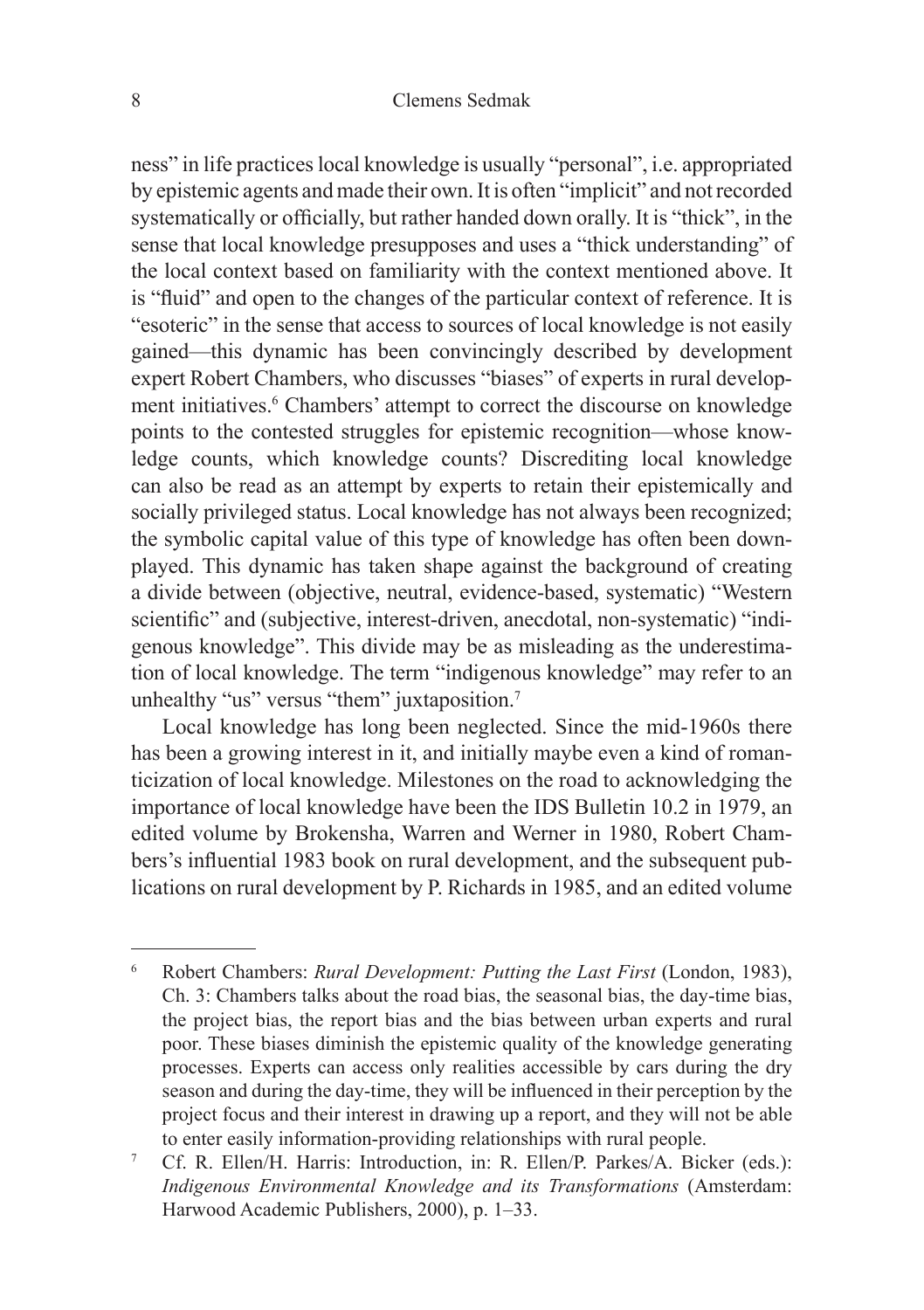ness" in life practices local knowledge is usually "personal", i.e. appropriated by epistemic agents and made their own. It is often "implicit" and not recorded systematically or officially, but rather handed down orally. It is "thick", in the sense that local knowledge presupposes and uses a "thick understanding" of the local context based on familiarity with the context mentioned above. It is "fluid" and open to the changes of the particular context of reference. It is "esoteric" in the sense that access to sources of local knowledge is not easily gained—this dynamic has been convincingly described by development expert Robert Chambers, who discusses "biases" of experts in rural development initiatives.[6] Chambers' attempt to correct the discourse on knowledge points to the contested struggles for epistemic recognition—whose knowledge counts, which knowledge counts? Discrediting local knowledge can also be read as an attempt by experts to retain their epistemically and socially privileged status. Local knowledge has not always been recognized; the symbolic capital value of this type of knowledge has often been downplayed. This dynamic has taken shape against the background of creating a divide between (objective, neutral, evidence-based, systematic) "Western scientific" and (subjective, interest-driven, anecdotal, non-systematic) "indigenous knowledge". This divide may be as misleading as the underestimation of local knowledge. The term "indigenous knowledge" may refer to an unhealthy "us" versus "them" juxtaposition.[7]

Local knowledge has long been neglected. Since the mid-1960s there has been a growing interest in it, and initially maybe even a kind of romanticization of local knowledge. Milestones on the road to acknowledging the importance of local knowledge have been the IDS Bulletin 10.2 in 1979, an edited volume by Brokensha, Warren and Werner in 1980, Robert Chambers's influential 1983 book on rural development, and the subsequent publications on rural development by P. Richards in 1985, and an edited volume

---

[6] Robert Chambers: *Rural Development: Putting the Last First* (London, 1983), Ch. 3: Chambers talks about the road bias, the seasonal bias, the day-time bias, the project bias, the report bias and the bias between urban experts and rural poor. These biases diminish the epistemic quality of the knowledge generating processes. Experts can access only realities accessible by cars during the dry season and during the day-time, they will be influenced in their perception by the project focus and their interest in drawing up a report, and they will not be able to enter easily information-providing relationships with rural people.

[7] Cf. R. Ellen/H. Harris: Introduction, in: R. Ellen/P. Parkes/A. Bicker (eds.): *Indigenous Environmental Knowledge and its Transformations* (Amsterdam: Harwood Academic Publishers, 2000), p. 1–33.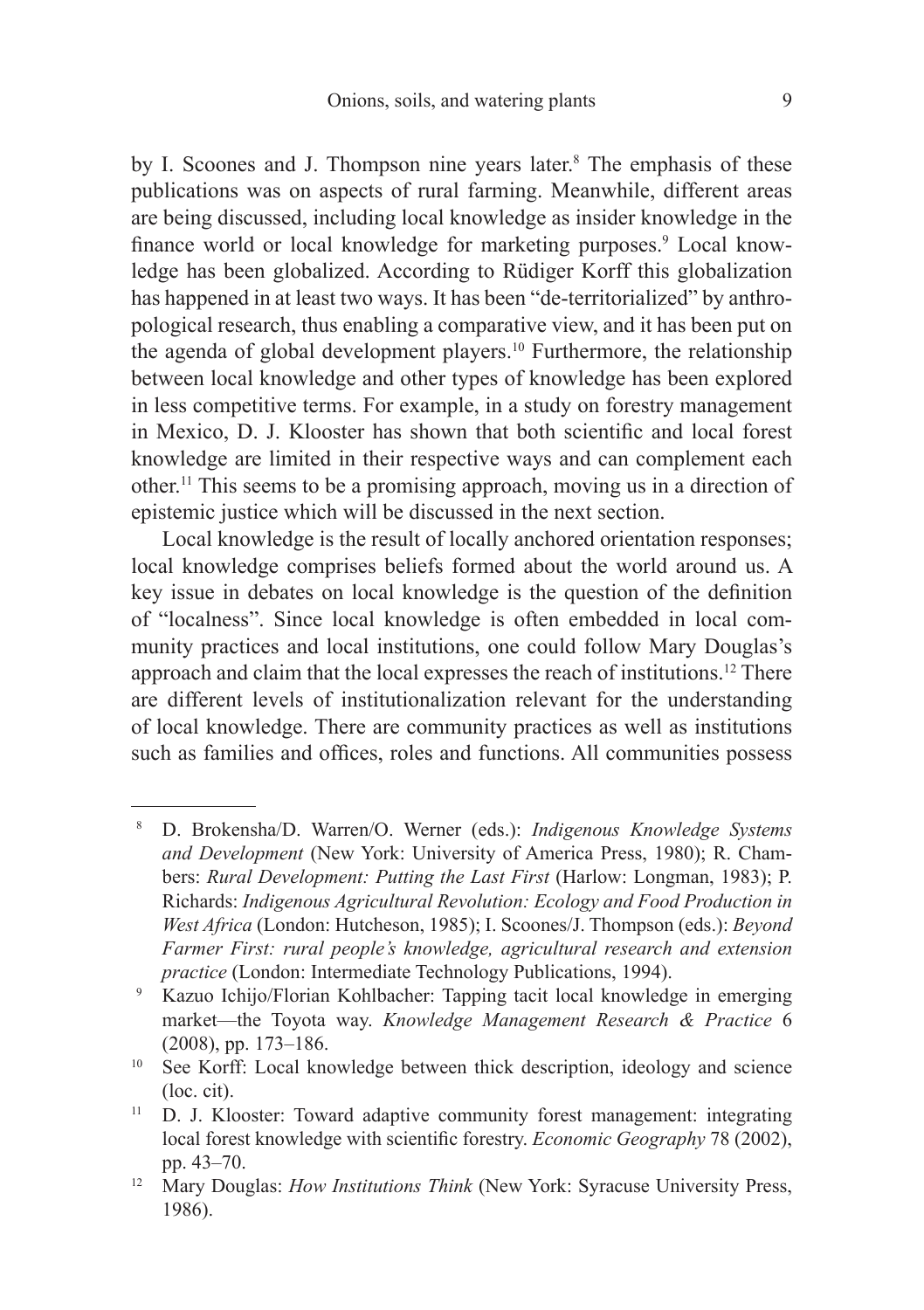by I. Scoones and J. Thompson nine years later.[8] The emphasis of these publications was on aspects of rural farming. Meanwhile, different areas are being discussed, including local knowledge as insider knowledge in the finance world or local knowledge for marketing purposes.[9] Local knowledge has been globalized. According to Rüdiger Korff this globalization has happened in at least two ways. It has been "de-territorialized" by anthropological research, thus enabling a comparative view, and it has been put on the agenda of global development players.[10] Furthermore, the relationship between local knowledge and other types of knowledge has been explored in less competitive terms. For example, in a study on forestry management in Mexico, D. J. Klooster has shown that both scientific and local forest knowledge are limited in their respective ways and can complement each other.[11] This seems to be a promising approach, moving us in a direction of epistemic justice which will be discussed in the next section.

Local knowledge is the result of locally anchored orientation responses; local knowledge comprises beliefs formed about the world around us. A key issue in debates on local knowledge is the question of the definition of "localness". Since local knowledge is often embedded in local community practices and local institutions, one could follow Mary Douglas's approach and claim that the local expresses the reach of institutions.[12] There are different levels of institutionalization relevant for the understanding of local knowledge. There are community practices as well as institutions such as families and offices, roles and functions. All communities possess

---

[8] D. Brokensha/D. Warren/O. Werner (eds.): *Indigenous Knowledge Systems and Development* (New York: University of America Press, 1980); R. Chambers: *Rural Development: Putting the Last First* (Harlow: Longman, 1983); P. Richards: *Indigenous Agricultural Revolution: Ecology and Food Production in West Africa* (London: Hutcheson, 1985); I. Scoones/J. Thompson (eds.): *Beyond Farmer First: rural people's knowledge, agricultural research and extension practice* (London: Intermediate Technology Publications, 1994).

[9] Kazuo Ichijo/Florian Kohlbacher: Tapping tacit local knowledge in emerging market—the Toyota way. *Knowledge Management Research & Practice* 6 (2008), pp. 173–186.

[10] See Korff: Local knowledge between thick description, ideology and science (loc. cit).

[11] D. J. Klooster: Toward adaptive community forest management: integrating local forest knowledge with scientific forestry. *Economic Geography* 78 (2002), pp. 43–70.

[12] Mary Douglas: *How Institutions Think* (New York: Syracuse University Press, 1986).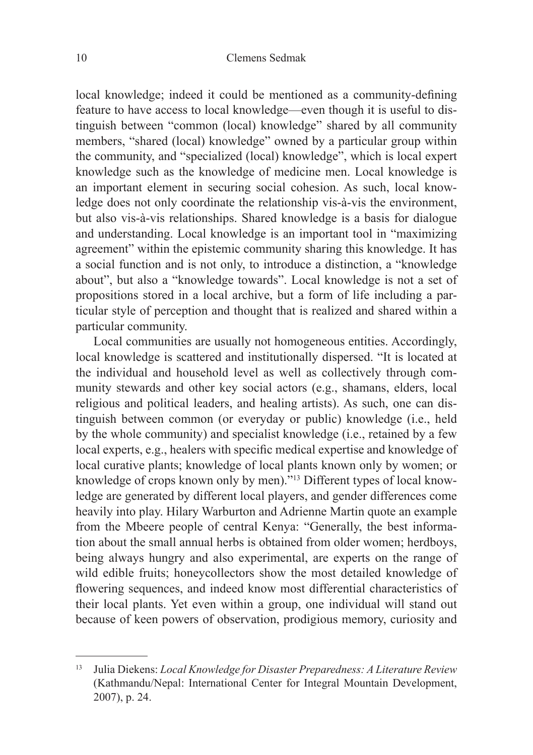local knowledge; indeed it could be mentioned as a community-defining feature to have access to local knowledge—even though it is useful to distinguish between "common (local) knowledge" shared by all community members, "shared (local) knowledge" owned by a particular group within the community, and "specialized (local) knowledge", which is local expert knowledge such as the knowledge of medicine men. Local knowledge is an important element in securing social cohesion. As such, local knowledge does not only coordinate the relationship vis-à-vis the environment, but also vis-à-vis relationships. Shared knowledge is a basis for dialogue and understanding. Local knowledge is an important tool in "maximizing agreement" within the epistemic community sharing this knowledge. It has a social function and is not only, to introduce a distinction, a "knowledge about", but also a "knowledge towards". Local knowledge is not a set of propositions stored in a local archive, but a form of life including a particular style of perception and thought that is realized and shared within a particular community.

Local communities are usually not homogeneous entities. Accordingly, local knowledge is scattered and institutionally dispersed. "It is located at the individual and household level as well as collectively through community stewards and other key social actors (e.g., shamans, elders, local religious and political leaders, and healing artists). As such, one can distinguish between common (or everyday or public) knowledge (i.e., held by the whole community) and specialist knowledge (i.e., retained by a few local experts, e.g., healers with specific medical expertise and knowledge of local curative plants; knowledge of local plants known only by women; or knowledge of crops known only by men)."[13] Different types of local knowledge are generated by different local players, and gender differences come heavily into play. Hilary Warburton and Adrienne Martin quote an example from the Mbeere people of central Kenya: "Generally, the best information about the small annual herbs is obtained from older women; herdboys, being always hungry and also experimental, are experts on the range of wild edible fruits; honeycollectors show the most detailed knowledge of flowering sequences, and indeed know most differential characteristics of their local plants. Yet even within a group, one individual will stand out because of keen powers of observation, prodigious memory, curiosity and

---

[13] Julia Diekens: *Local Knowledge for Disaster Preparedness: A Literature Review* (Kathmandu/Nepal: International Center for Integral Mountain Development, 2007), p. 24.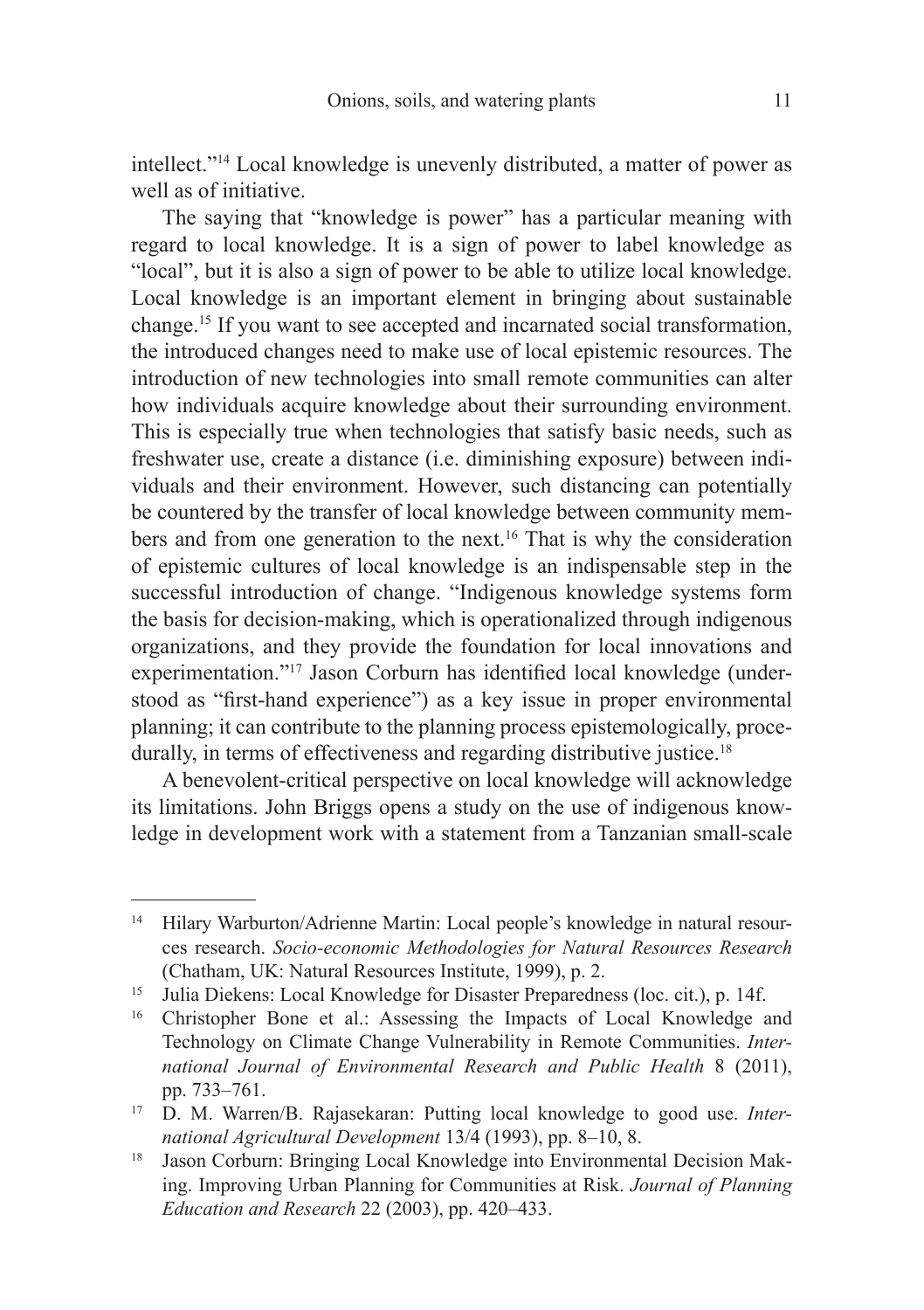intellect."[14] Local knowledge is unevenly distributed, a matter of power as well as of initiative.

The saying that "knowledge is power" has a particular meaning with regard to local knowledge. It is a sign of power to label knowledge as "local", but it is also a sign of power to be able to utilize local knowledge. Local knowledge is an important element in bringing about sustainable change.[15] If you want to see accepted and incarnated social transformation, the introduced changes need to make use of local epistemic resources. The introduction of new technologies into small remote communities can alter how individuals acquire knowledge about their surrounding environment. This is especially true when technologies that satisfy basic needs, such as freshwater use, create a distance (i.e. diminishing exposure) between individuals and their environment. However, such distancing can potentially be countered by the transfer of local knowledge between community members and from one generation to the next.[16] That is why the consideration of epistemic cultures of local knowledge is an indispensable step in the successful introduction of change. "Indigenous knowledge systems form the basis for decision-making, which is operationalized through indigenous organizations, and they provide the foundation for local innovations and experimentation."[17] Jason Corburn has identified local knowledge (understood as "first-hand experience") as a key issue in proper environmental planning; it can contribute to the planning process epistemologically, procedurally, in terms of effectiveness and regarding distributive justice.[18]

A benevolent-critical perspective on local knowledge will acknowledge its limitations. John Briggs opens a study on the use of indigenous knowledge in development work with a statement from a Tanzanian small-scale

---

[14] Hilary Warburton/Adrienne Martin: Local people's knowledge in natural resources research. *Socio-economic Methodologies for Natural Resources Research* (Chatham, UK: Natural Resources Institute, 1999), p. 2.

[15] Julia Diekens: Local Knowledge for Disaster Preparedness (loc. cit.), p. 14f.

[16] Christopher Bone et al.: Assessing the Impacts of Local Knowledge and Technology on Climate Change Vulnerability in Remote Communities. *International Journal of Environmental Research and Public Health* 8 (2011), pp. 733–761.

[17] D. M. Warren/B. Rajasekaran: Putting local knowledge to good use. *International Agricultural Development* 13/4 (1993), pp. 8–10, 8.

[18] Jason Corburn: Bringing Local Knowledge into Environmental Decision Making. Improving Urban Planning for Communities at Risk. *Journal of Planning Education and Research* 22 (2003), pp. 420–433.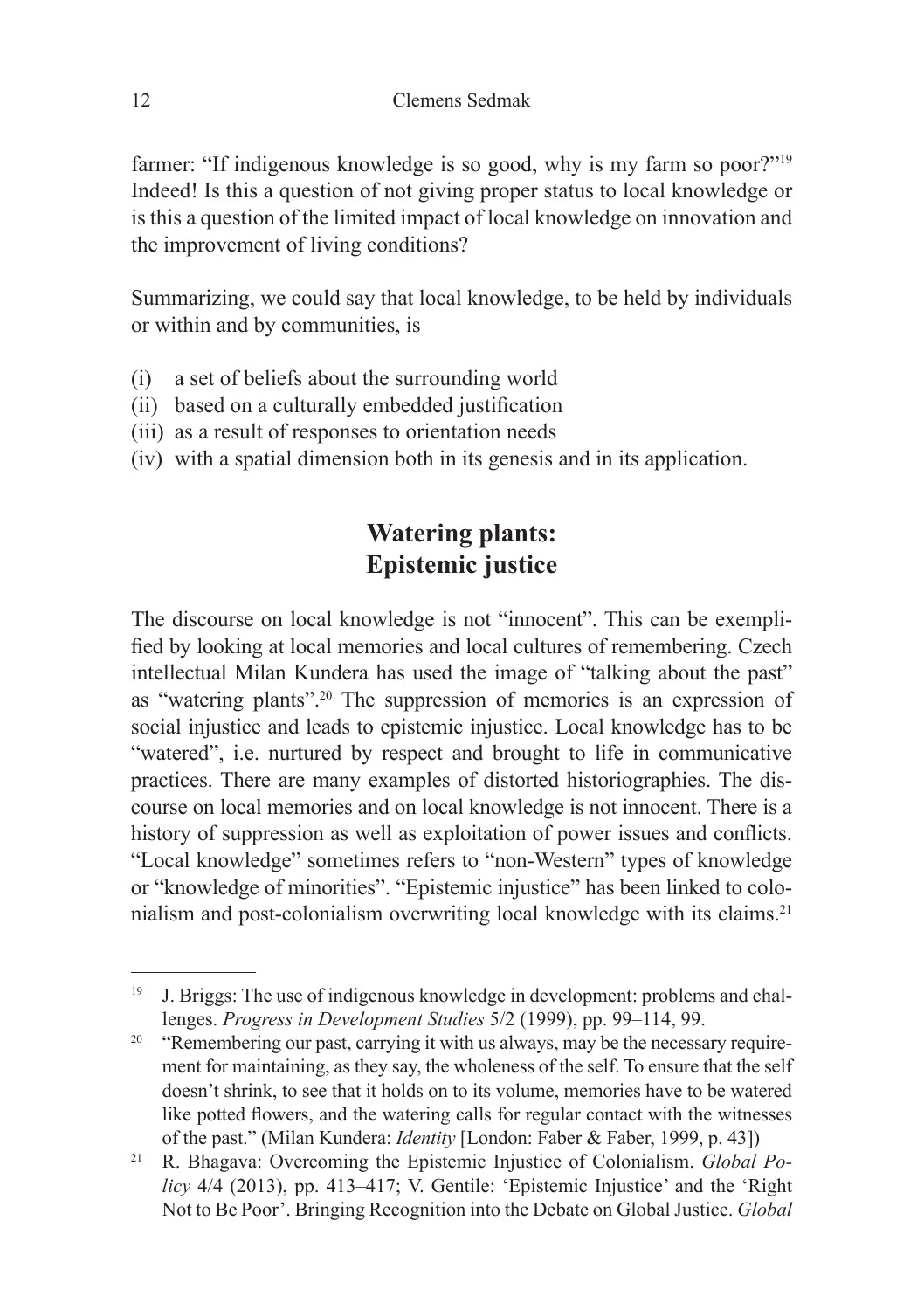farmer: "If indigenous knowledge is so good, why is my farm so poor?"[19] Indeed! Is this a question of not giving proper status to local knowledge or is this a question of the limited impact of local knowledge on innovation and the improvement of living conditions?

Summarizing, we could say that local knowledge, to be held by individuals or within and by communities, is

(i) a set of beliefs about the surrounding world
(ii) based on a culturally embedded justification
(iii) as a result of responses to orientation needs
(iv) with a spatial dimension both in its genesis and in its application.

## Watering plants: Epistemic justice

The discourse on local knowledge is not "innocent". This can be exemplified by looking at local memories and local cultures of remembering. Czech intellectual Milan Kundera has used the image of "talking about the past" as "watering plants".[20] The suppression of memories is an expression of social injustice and leads to epistemic injustice. Local knowledge has to be "watered", i.e. nurtured by respect and brought to life in communicative practices. There are many examples of distorted historiographies. The discourse on local memories and on local knowledge is not innocent. There is a history of suppression as well as exploitation of power issues and conflicts. "Local knowledge" sometimes refers to "non-Western" types of knowledge or "knowledge of minorities". "Epistemic injustice" has been linked to colonialism and post-colonialism overwriting local knowledge with its claims.[21]

---

[19] J. Briggs: The use of indigenous knowledge in development: problems and challenges. *Progress in Development Studies* 5/2 (1999), pp. 99–114, 99.

[20] "Remembering our past, carrying it with us always, may be the necessary requirement for maintaining, as they say, the wholeness of the self. To ensure that the self doesn't shrink, to see that it holds on to its volume, memories have to be watered like potted flowers, and the watering calls for regular contact with the witnesses of the past." (Milan Kundera: *Identity* [London: Faber & Faber, 1999, p. 43])

[21] R. Bhagava: Overcoming the Epistemic Injustice of Colonialism. *Global Policy* 4/4 (2013), pp. 413–417; V. Gentile: 'Epistemic Injustice' and the 'Right Not to Be Poor'. Bringing Recognition into the Debate on Global Justice. *Global*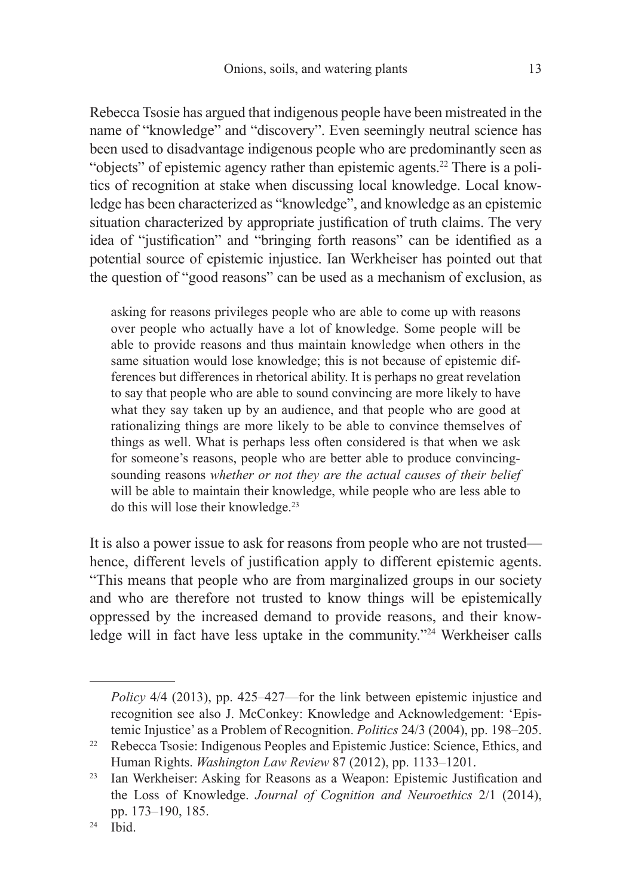Rebecca Tsosie has argued that indigenous people have been mistreated in the name of "knowledge" and "discovery". Even seemingly neutral science has been used to disadvantage indigenous people who are predominantly seen as "objects" of epistemic agency rather than epistemic agents.[22] There is a politics of recognition at stake when discussing local knowledge. Local knowledge has been characterized as "knowledge", and knowledge as an epistemic situation characterized by appropriate justification of truth claims. The very idea of "justification" and "bringing forth reasons" can be identified as a potential source of epistemic injustice. Ian Werkheiser has pointed out that the question of "good reasons" can be used as a mechanism of exclusion, as

> asking for reasons privileges people who are able to come up with reasons over people who actually have a lot of knowledge. Some people will be able to provide reasons and thus maintain knowledge when others in the same situation would lose knowledge; this is not because of epistemic differences but differences in rhetorical ability. It is perhaps no great revelation to say that people who are able to sound convincing are more likely to have what they say taken up by an audience, and that people who are good at rationalizing things are more likely to be able to convince themselves of things as well. What is perhaps less often considered is that when we ask for someone's reasons, people who are better able to produce convincing-sounding reasons *whether or not they are the actual causes of their belief* will be able to maintain their knowledge, while people who are less able to do this will lose their knowledge.[23]

It is also a power issue to ask for reasons from people who are not trusted—hence, different levels of justification apply to different epistemic agents. "This means that people who are from marginalized groups in our society and who are therefore not trusted to know things will be epistemically oppressed by the increased demand to provide reasons, and their knowledge will in fact have less uptake in the community."[24] Werkheiser calls

---

*Policy* 4/4 (2013), pp. 425–427—for the link between epistemic injustice and recognition see also J. McConkey: Knowledge and Acknowledgement: 'Epistemic Injustice' as a Problem of Recognition. *Politics* 24/3 (2004), pp. 198–205.

[22] Rebecca Tsosie: Indigenous Peoples and Epistemic Justice: Science, Ethics, and Human Rights. *Washington Law Review* 87 (2012), pp. 1133–1201.

[23] Ian Werkheiser: Asking for Reasons as a Weapon: Epistemic Justification and the Loss of Knowledge. *Journal of Cognition and Neuroethics* 2/1 (2014), pp. 173–190, 185.

[24] Ibid.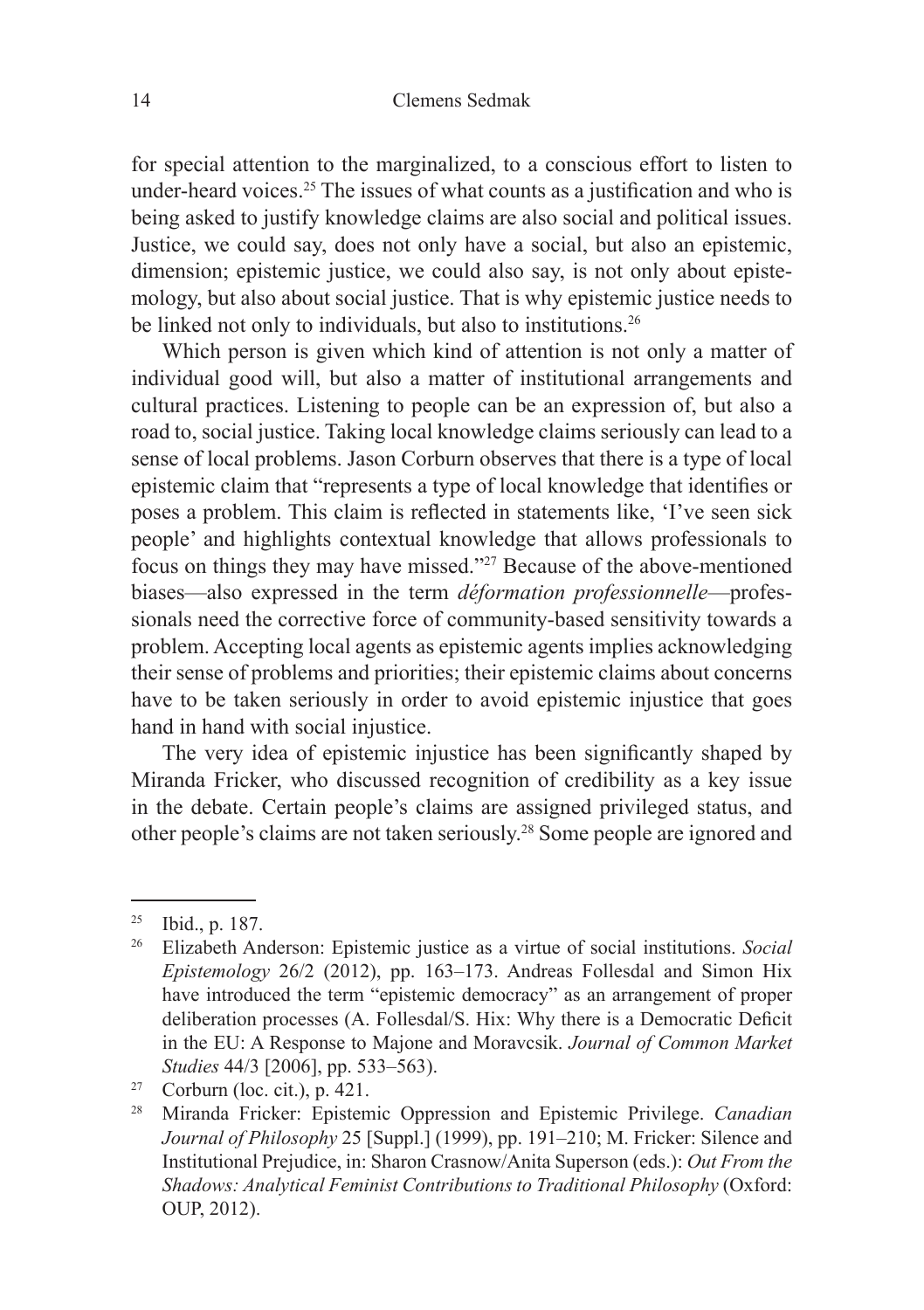for special attention to the marginalized, to a conscious effort to listen to under-heard voices.[25] The issues of what counts as a justification and who is being asked to justify knowledge claims are also social and political issues. Justice, we could say, does not only have a social, but also an epistemic, dimension; epistemic justice, we could also say, is not only about epistemology, but also about social justice. That is why epistemic justice needs to be linked not only to individuals, but also to institutions.[26]

Which person is given which kind of attention is not only a matter of individual good will, but also a matter of institutional arrangements and cultural practices. Listening to people can be an expression of, but also a road to, social justice. Taking local knowledge claims seriously can lead to a sense of local problems. Jason Corburn observes that there is a type of local epistemic claim that "represents a type of local knowledge that identifies or poses a problem. This claim is reflected in statements like, 'I've seen sick people' and highlights contextual knowledge that allows professionals to focus on things they may have missed."[27] Because of the above-mentioned biases—also expressed in the term *déformation professionnelle*—professionals need the corrective force of community-based sensitivity towards a problem. Accepting local agents as epistemic agents implies acknowledging their sense of problems and priorities; their epistemic claims about concerns have to be taken seriously in order to avoid epistemic injustice that goes hand in hand with social injustice.

The very idea of epistemic injustice has been significantly shaped by Miranda Fricker, who discussed recognition of credibility as a key issue in the debate. Certain people's claims are assigned privileged status, and other people's claims are not taken seriously.[28] Some people are ignored and

---

[25] Ibid., p. 187.

[26] Elizabeth Anderson: Epistemic justice as a virtue of social institutions. *Social Epistemology* 26/2 (2012), pp. 163–173. Andreas Follesdal and Simon Hix have introduced the term "epistemic democracy" as an arrangement of proper deliberation processes (A. Follesdal/S. Hix: Why there is a Democratic Deficit in the EU: A Response to Majone and Moravcsik. *Journal of Common Market Studies* 44/3 [2006], pp. 533–563).

[27] Corburn (loc. cit.), p. 421.

[28] Miranda Fricker: Epistemic Oppression and Epistemic Privilege. *Canadian Journal of Philosophy* 25 [Suppl.] (1999), pp. 191–210; M. Fricker: Silence and Institutional Prejudice, in: Sharon Crasnow/Anita Superson (eds.): *Out From the Shadows: Analytical Feminist Contributions to Traditional Philosophy* (Oxford: OUP, 2012).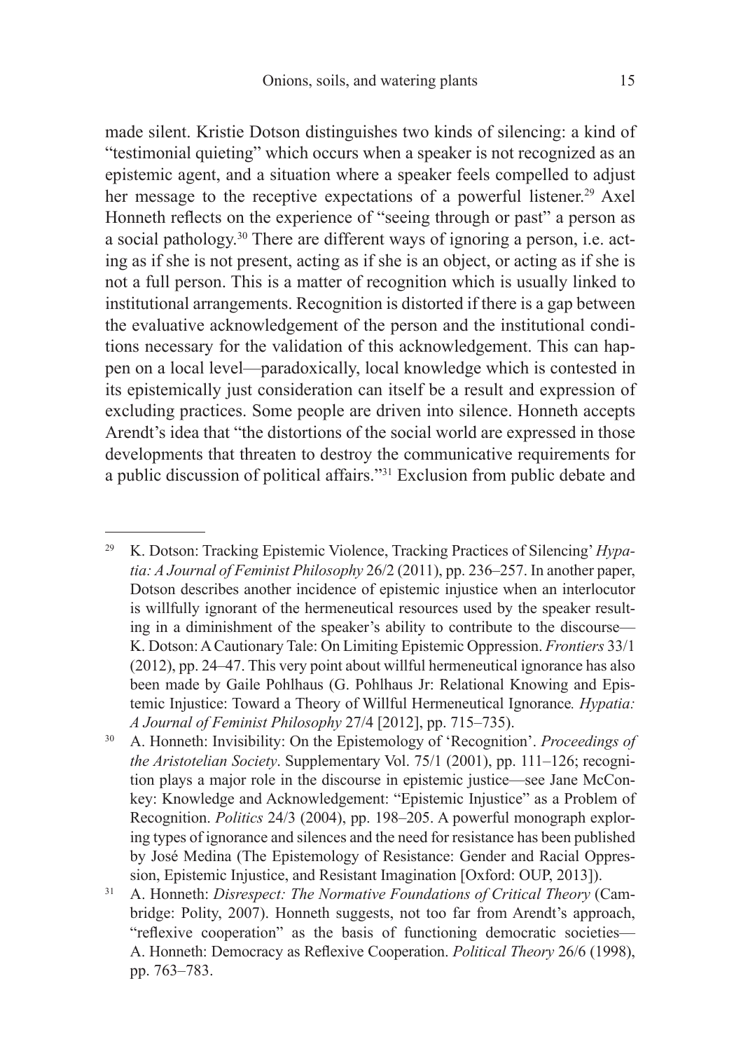made silent. Kristie Dotson distinguishes two kinds of silencing: a kind of "testimonial quieting" which occurs when a speaker is not recognized as an epistemic agent, and a situation where a speaker feels compelled to adjust her message to the receptive expectations of a powerful listener.[29] Axel Honneth reflects on the experience of "seeing through or past" a person as a social pathology.[30] There are different ways of ignoring a person, i.e. acting as if she is not present, acting as if she is an object, or acting as if she is not a full person. This is a matter of recognition which is usually linked to institutional arrangements. Recognition is distorted if there is a gap between the evaluative acknowledgement of the person and the institutional conditions necessary for the validation of this acknowledgement. This can happen on a local level—paradoxically, local knowledge which is contested in its epistemically just consideration can itself be a result and expression of excluding practices. Some people are driven into silence. Honneth accepts Arendt's idea that "the distortions of the social world are expressed in those developments that threaten to destroy the communicative requirements for a public discussion of political affairs."[31] Exclusion from public debate and

---

[29] K. Dotson: Tracking Epistemic Violence, Tracking Practices of Silencing' *Hypatia: A Journal of Feminist Philosophy* 26/2 (2011), pp. 236–257. In another paper, Dotson describes another incidence of epistemic injustice when an interlocutor is willfully ignorant of the hermeneutical resources used by the speaker resulting in a diminishment of the speaker's ability to contribute to the discourse—K. Dotson: A Cautionary Tale: On Limiting Epistemic Oppression. *Frontiers* 33/1 (2012), pp. 24–47. This very point about willful hermeneutical ignorance has also been made by Gaile Pohlhaus (G. Pohlhaus Jr: Relational Knowing and Epistemic Injustice: Toward a Theory of Willful Hermeneutical Ignorance*. Hypatia: A Journal of Feminist Philosophy* 27/4 [2012], pp. 715–735).

[30] A. Honneth: Invisibility: On the Epistemology of 'Recognition'. *Proceedings of the Aristotelian Society*. Supplementary Vol. 75/1 (2001), pp. 111–126; recognition plays a major role in the discourse in epistemic justice—see Jane McConkey: Knowledge and Acknowledgement: "Epistemic Injustice" as a Problem of Recognition. *Politics* 24/3 (2004), pp. 198–205. A powerful monograph exploring types of ignorance and silences and the need for resistance has been published by José Medina (The Epistemology of Resistance: Gender and Racial Oppression, Epistemic Injustice, and Resistant Imagination [Oxford: OUP, 2013]).

[31] A. Honneth: *Disrespect: The Normative Foundations of Critical Theory* (Cambridge: Polity, 2007). Honneth suggests, not too far from Arendt's approach, "reflexive cooperation" as the basis of functioning democratic societies—A. Honneth: Democracy as Reflexive Cooperation. *Political Theory* 26/6 (1998), pp. 763–783.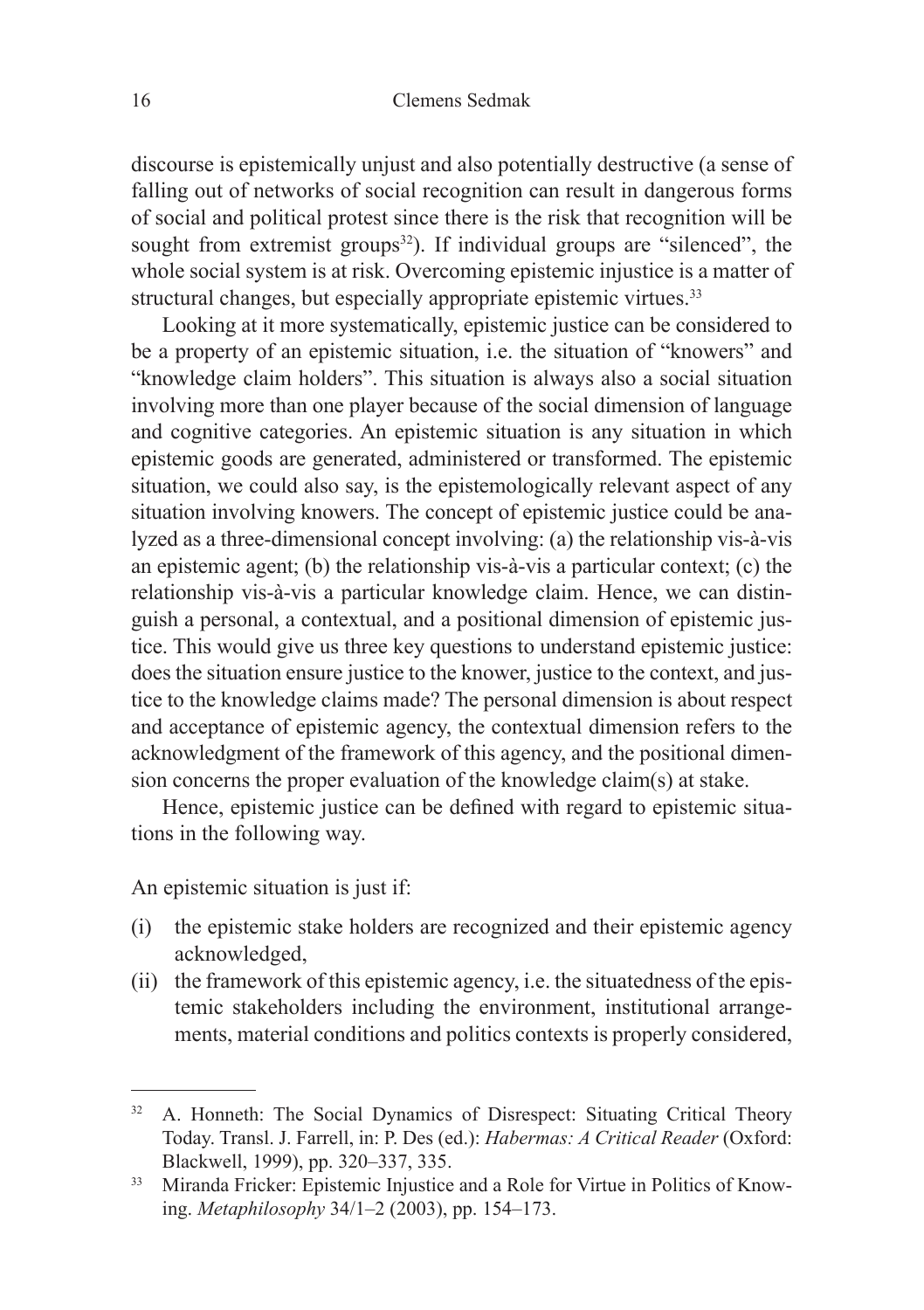discourse is epistemically unjust and also potentially destructive (a sense of falling out of networks of social recognition can result in dangerous forms of social and political protest since there is the risk that recognition will be sought from extremist groups[32]). If individual groups are "silenced", the whole social system is at risk. Overcoming epistemic injustice is a matter of structural changes, but especially appropriate epistemic virtues.[33]

Looking at it more systematically, epistemic justice can be considered to be a property of an epistemic situation, i.e. the situation of "knowers" and "knowledge claim holders". This situation is always also a social situation involving more than one player because of the social dimension of language and cognitive categories. An epistemic situation is any situation in which epistemic goods are generated, administered or transformed. The epistemic situation, we could also say, is the epistemologically relevant aspect of any situation involving knowers. The concept of epistemic justice could be analyzed as a three-dimensional concept involving: (a) the relationship vis-à-vis an epistemic agent; (b) the relationship vis-à-vis a particular context; (c) the relationship vis-à-vis a particular knowledge claim. Hence, we can distinguish a personal, a contextual, and a positional dimension of epistemic justice. This would give us three key questions to understand epistemic justice: does the situation ensure justice to the knower, justice to the context, and justice to the knowledge claims made? The personal dimension is about respect and acceptance of epistemic agency, the contextual dimension refers to the acknowledgment of the framework of this agency, and the positional dimension concerns the proper evaluation of the knowledge claim(s) at stake.

Hence, epistemic justice can be defined with regard to epistemic situations in the following way.

An epistemic situation is just if:

(i) the epistemic stake holders are recognized and their epistemic agency acknowledged,
(ii) the framework of this epistemic agency, i.e. the situatedness of the epistemic stakeholders including the environment, institutional arrangements, material conditions and politics contexts is properly considered,

---

[32] A. Honneth: The Social Dynamics of Disrespect: Situating Critical Theory Today. Transl. J. Farrell, in: P. Des (ed.): *Habermas: A Critical Reader* (Oxford: Blackwell, 1999), pp. 320–337, 335.

[33] Miranda Fricker: Epistemic Injustice and a Role for Virtue in Politics of Knowing. *Metaphilosophy* 34/1–2 (2003), pp. 154–173.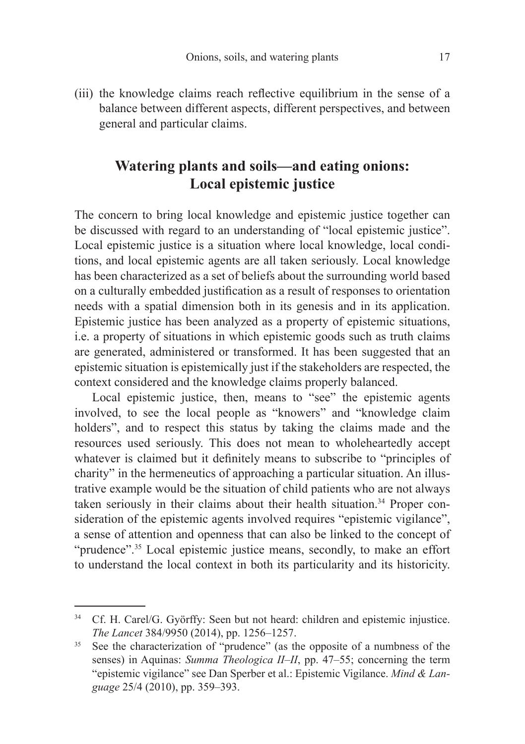(iii) the knowledge claims reach reflective equilibrium in the sense of a balance between different aspects, different perspectives, and between general and particular claims.

## Watering plants and soils—and eating onions: Local epistemic justice

The concern to bring local knowledge and epistemic justice together can be discussed with regard to an understanding of "local epistemic justice". Local epistemic justice is a situation where local knowledge, local conditions, and local epistemic agents are all taken seriously. Local knowledge has been characterized as a set of beliefs about the surrounding world based on a culturally embedded justification as a result of responses to orientation needs with a spatial dimension both in its genesis and in its application. Epistemic justice has been analyzed as a property of epistemic situations, i.e. a property of situations in which epistemic goods such as truth claims are generated, administered or transformed. It has been suggested that an epistemic situation is epistemically just if the stakeholders are respected, the context considered and the knowledge claims properly balanced.

Local epistemic justice, then, means to "see" the epistemic agents involved, to see the local people as "knowers" and "knowledge claim holders", and to respect this status by taking the claims made and the resources used seriously. This does not mean to wholeheartedly accept whatever is claimed but it definitely means to subscribe to "principles of charity" in the hermeneutics of approaching a particular situation. An illustrative example would be the situation of child patients who are not always taken seriously in their claims about their health situation.[34] Proper consideration of the epistemic agents involved requires "epistemic vigilance", a sense of attention and openness that can also be linked to the concept of "prudence".[35] Local epistemic justice means, secondly, to make an effort to understand the local context in both its particularity and its historicity.

---

[34] Cf. H. Carel/G. Györffy: Seen but not heard: children and epistemic injustice. *The Lancet* 384/9950 (2014), pp. 1256–1257.

[35] See the characterization of "prudence" (as the opposite of a numbness of the senses) in Aquinas: *Summa Theologica II–II*, pp. 47–55; concerning the term "epistemic vigilance" see Dan Sperber et al.: Epistemic Vigilance. *Mind & Language* 25/4 (2010), pp. 359–393.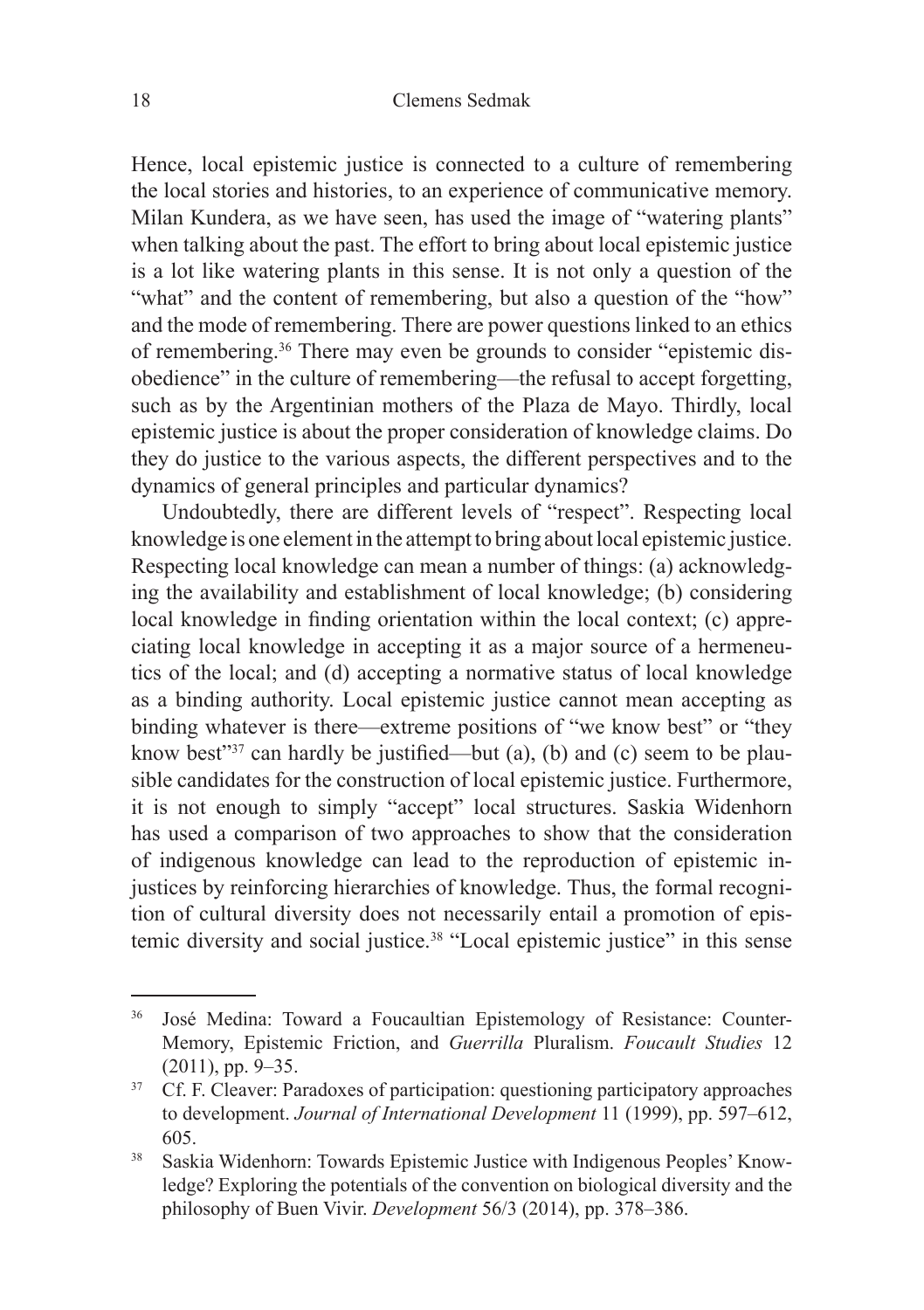Hence, local epistemic justice is connected to a culture of remembering the local stories and histories, to an experience of communicative memory. Milan Kundera, as we have seen, has used the image of "watering plants" when talking about the past. The effort to bring about local epistemic justice is a lot like watering plants in this sense. It is not only a question of the "what" and the content of remembering, but also a question of the "how" and the mode of remembering. There are power questions linked to an ethics of remembering.[36] There may even be grounds to consider "epistemic disobedience" in the culture of remembering—the refusal to accept forgetting, such as by the Argentinian mothers of the Plaza de Mayo. Thirdly, local epistemic justice is about the proper consideration of knowledge claims. Do they do justice to the various aspects, the different perspectives and to the dynamics of general principles and particular dynamics?

Undoubtedly, there are different levels of "respect". Respecting local knowledge is one element in the attempt to bring about local epistemic justice. Respecting local knowledge can mean a number of things: (a) acknowledging the availability and establishment of local knowledge; (b) considering local knowledge in finding orientation within the local context; (c) appreciating local knowledge in accepting it as a major source of a hermeneutics of the local; and (d) accepting a normative status of local knowledge as a binding authority. Local epistemic justice cannot mean accepting as binding whatever is there—extreme positions of "we know best" or "they know best"[37] can hardly be justified—but (a), (b) and (c) seem to be plausible candidates for the construction of local epistemic justice. Furthermore, it is not enough to simply "accept" local structures. Saskia Widenhorn has used a comparison of two approaches to show that the consideration of indigenous knowledge can lead to the reproduction of epistemic injustices by reinforcing hierarchies of knowledge. Thus, the formal recognition of cultural diversity does not necessarily entail a promotion of epistemic diversity and social justice.[38] "Local epistemic justice" in this sense

---

[36] José Medina: Toward a Foucaultian Epistemology of Resistance: Counter-Memory, Epistemic Friction, and *Guerrilla* Pluralism. *Foucault Studies* 12 (2011), pp. 9–35.

[37] Cf. F. Cleaver: Paradoxes of participation: questioning participatory approaches to development. *Journal of International Development* 11 (1999), pp. 597–612, 605.

[38] Saskia Widenhorn: Towards Epistemic Justice with Indigenous Peoples' Knowledge? Exploring the potentials of the convention on biological diversity and the philosophy of Buen Vivir. *Development* 56/3 (2014), pp. 378–386.